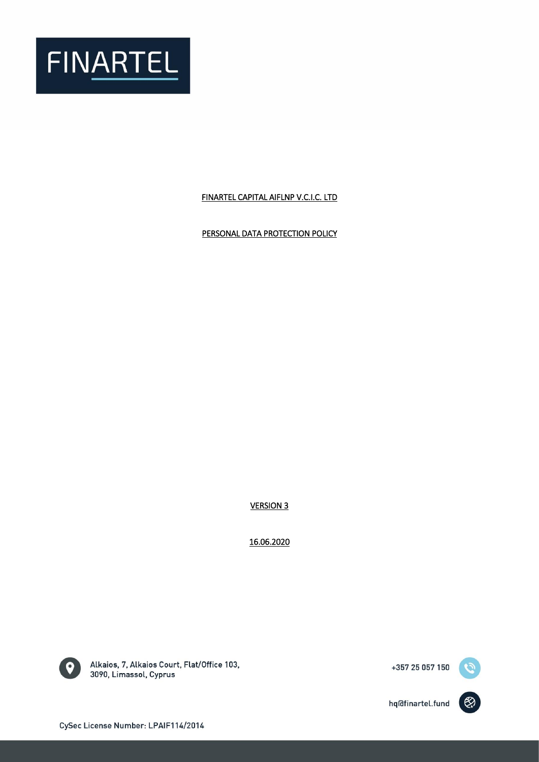FINARTEL

FINARTEL CAPITAL AIFLNP V.C.I.C. LTD

PERSONAL DATA PROTECTION POLICY

VERSION 3

16.06.2020

Alkaios, 7, Alkaios Court, Flat/Office 103,
3090, Limassol, Cyprus

+357 25 057 150

hq@finartel.fund

CySec License Number: LPAIF114/2014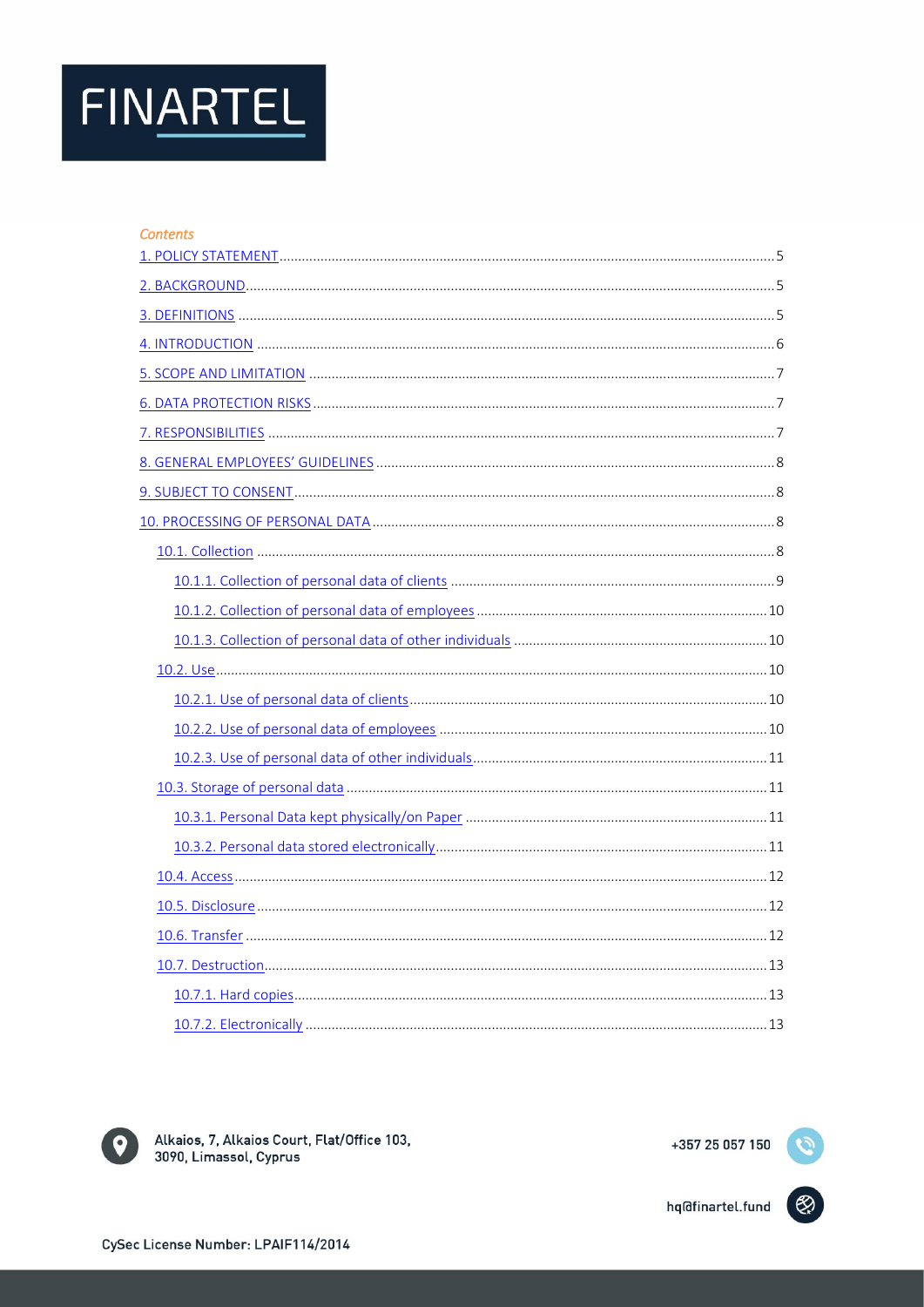*Contents*

1. POLICY STATEMENT ..... 5
2. BACKGROUND ..... 5
3. DEFINITIONS ..... 5
4. INTRODUCTION ..... 6
5. SCOPE AND LIMITATION ..... 7
6. DATA PROTECTION RISKS ..... 7
7. RESPONSIBILITIES ..... 7
8. GENERAL EMPLOYEES' GUIDELINES ..... 8
9. SUBJECT TO CONSENT ..... 8
10. PROCESSING OF PERSONAL DATA ..... 8
    - 10.1. Collection ..... 8
        - 10.1.1. Collection of personal data of clients ..... 9
        - 10.1.2. Collection of personal data of employees ..... 10
        - 10.1.3. Collection of personal data of other individuals ..... 10
    - 10.2. Use ..... 10
        - 10.2.1. Use of personal data of clients ..... 10
        - 10.2.2. Use of personal data of employees ..... 10
        - 10.2.3. Use of personal data of other individuals ..... 11
    - 10.3. Storage of personal data ..... 11
        - 10.3.1. Personal Data kept physically/on Paper ..... 11
        - 10.3.2. Personal data stored electronically ..... 11
    - 10.4. Access ..... 12
    - 10.5. Disclosure ..... 12
    - 10.6. Transfer ..... 12
    - 10.7. Destruction ..... 13
        - 10.7.1. Hard copies ..... 13
        - 10.7.2. Electronically ..... 13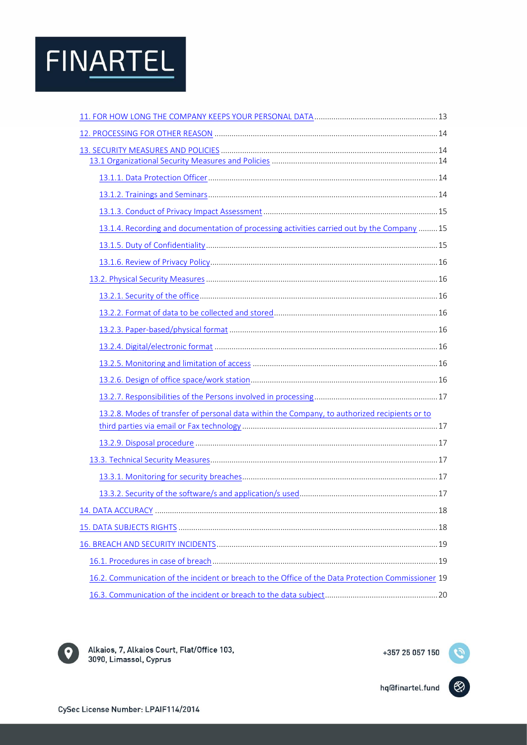11. FOR HOW LONG THE COMPANY KEEPS YOUR PERSONAL DATA ..... 13
12. PROCESSING FOR OTHER REASON ..... 14
13. SECURITY MEASURES AND POLICIES ..... 14
- 13.1 Organizational Security Measures and Policies ..... 14
  - 13.1.1. Data Protection Officer ..... 14
  - 13.1.2. Trainings and Seminars ..... 14
  - 13.1.3. Conduct of Privacy Impact Assessment ..... 15
  - 13.1.4. Recording and documentation of processing activities carried out by the Company ..... 15
  - 13.1.5. Duty of Confidentiality ..... 15
  - 13.1.6. Review of Privacy Policy ..... 16
- 13.2. Physical Security Measures ..... 16
  - 13.2.1. Security of the office ..... 16
  - 13.2.2. Format of data to be collected and stored ..... 16
  - 13.2.3. Paper-based/physical format ..... 16
  - 13.2.4. Digital/electronic format ..... 16
  - 13.2.5. Monitoring and limitation of access ..... 16
  - 13.2.6. Design of office space/work station ..... 16
  - 13.2.7. Responsibilities of the Persons involved in processing ..... 17
  - 13.2.8. Modes of transfer of personal data within the Company, to authorized recipients or to third parties via email or Fax technology ..... 17
  - 13.2.9. Disposal procedure ..... 17
- 13.3. Technical Security Measures ..... 17
  - 13.3.1. Monitoring for security breaches ..... 17
  - 13.3.2. Security of the software/s and application/s used ..... 17

14. DATA ACCURACY ..... 18
15. DATA SUBJECTS RIGHTS ..... 18
16. BREACH AND SECURITY INCIDENTS ..... 19
- 16.1. Procedures in case of breach ..... 19
- 16.2. Communication of the incident or breach to the Office of the Data Protection Commissioner ..... 19
- 16.3. Communication of the incident or breach to the data subject ..... 20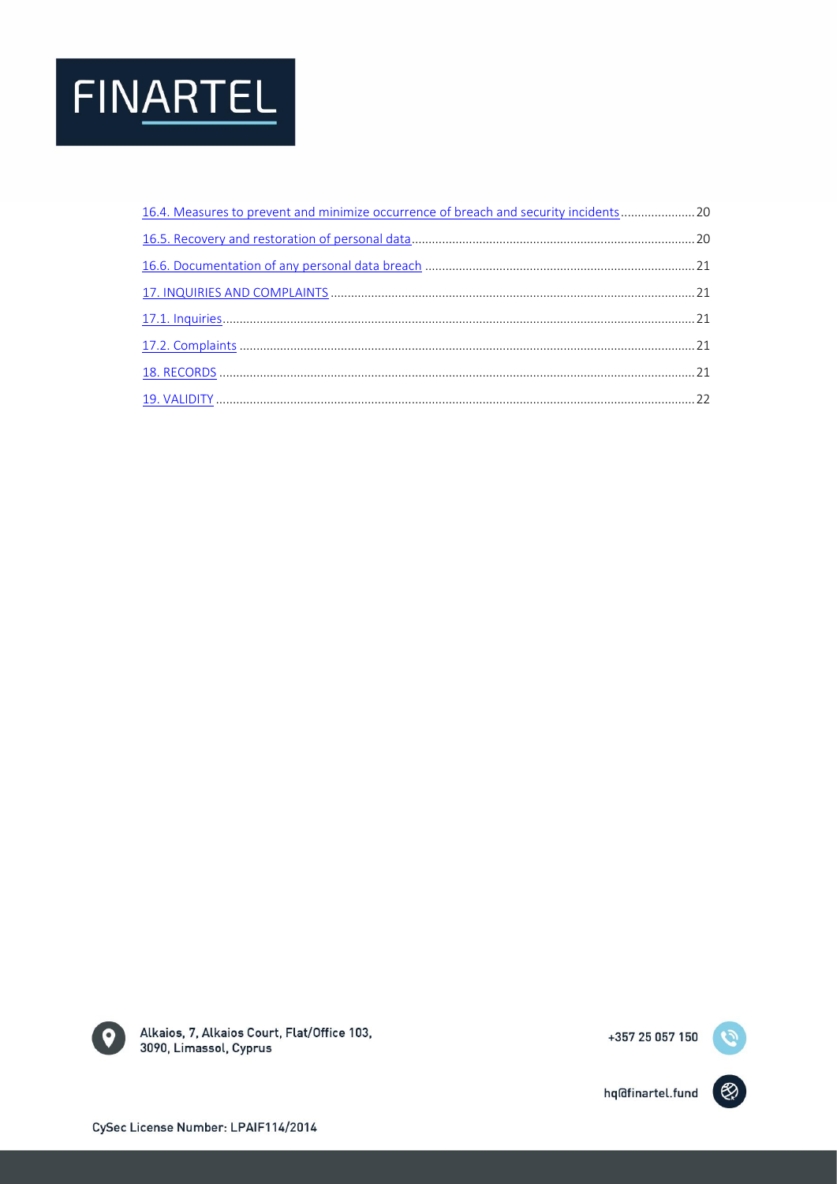16.4. Measures to prevent and minimize occurrence of breach and security incidents ..... 20

16.5. Recovery and restoration of personal data ..... 20

16.6. Documentation of any personal data breach ..... 21

17. INQUIRIES AND COMPLAINTS ..... 21

17.1. Inquiries ..... 21

17.2. Complaints ..... 21

18. RECORDS ..... 21

19. VALIDITY ..... 22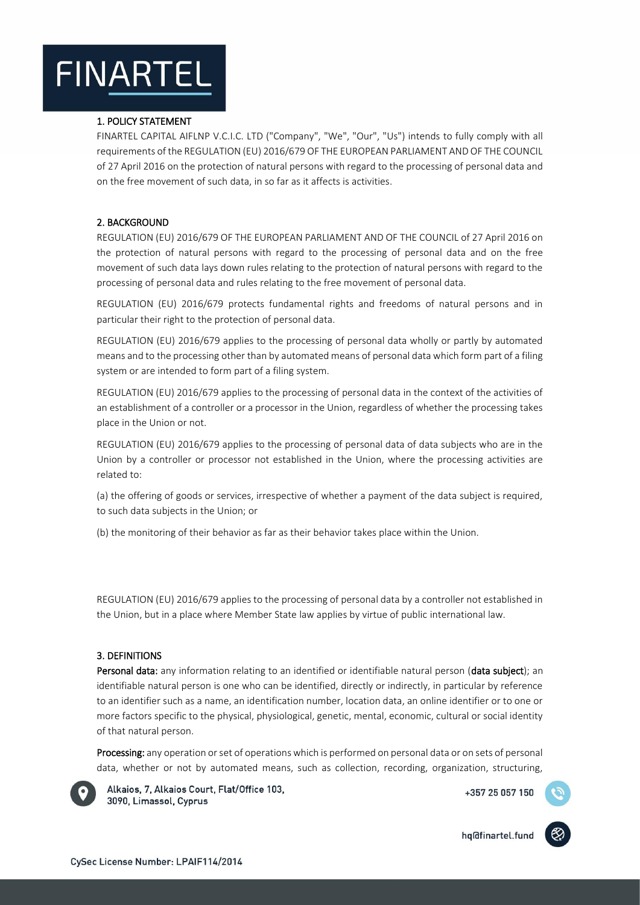## 1. POLICY STATEMENT

FINARTEL CAPITAL AIFLNP V.C.I.C. LTD ("Company", "We", "Our", "Us") intends to fully comply with all requirements of the REGULATION (EU) 2016/679 OF THE EUROPEAN PARLIAMENT AND OF THE COUNCIL of 27 April 2016 on the protection of natural persons with regard to the processing of personal data and on the free movement of such data, in so far as it affects is activities.

## 2. BACKGROUND

REGULATION (EU) 2016/679 OF THE EUROPEAN PARLIAMENT AND OF THE COUNCIL of 27 April 2016 on the protection of natural persons with regard to the processing of personal data and on the free movement of such data lays down rules relating to the protection of natural persons with regard to the processing of personal data and rules relating to the free movement of personal data.

REGULATION (EU) 2016/679 protects fundamental rights and freedoms of natural persons and in particular their right to the protection of personal data.

REGULATION (EU) 2016/679 applies to the processing of personal data wholly or partly by automated means and to the processing other than by automated means of personal data which form part of a filing system or are intended to form part of a filing system.

REGULATION (EU) 2016/679 applies to the processing of personal data in the context of the activities of an establishment of a controller or a processor in the Union, regardless of whether the processing takes place in the Union or not.

REGULATION (EU) 2016/679 applies to the processing of personal data of data subjects who are in the Union by a controller or processor not established in the Union, where the processing activities are related to:

(a) the offering of goods or services, irrespective of whether a payment of the data subject is required, to such data subjects in the Union; or

(b) the monitoring of their behavior as far as their behavior takes place within the Union.

REGULATION (EU) 2016/679 applies to the processing of personal data by a controller not established in the Union, but in a place where Member State law applies by virtue of public international law.

## 3. DEFINITIONS

**Personal data:** any information relating to an identified or identifiable natural person (**data subject**); an identifiable natural person is one who can be identified, directly or indirectly, in particular by reference to an identifier such as a name, an identification number, location data, an online identifier or to one or more factors specific to the physical, physiological, genetic, mental, economic, cultural or social identity of that natural person.

**Processing:** any operation or set of operations which is performed on personal data or on sets of personal data, whether or not by automated means, such as collection, recording, organization, structuring,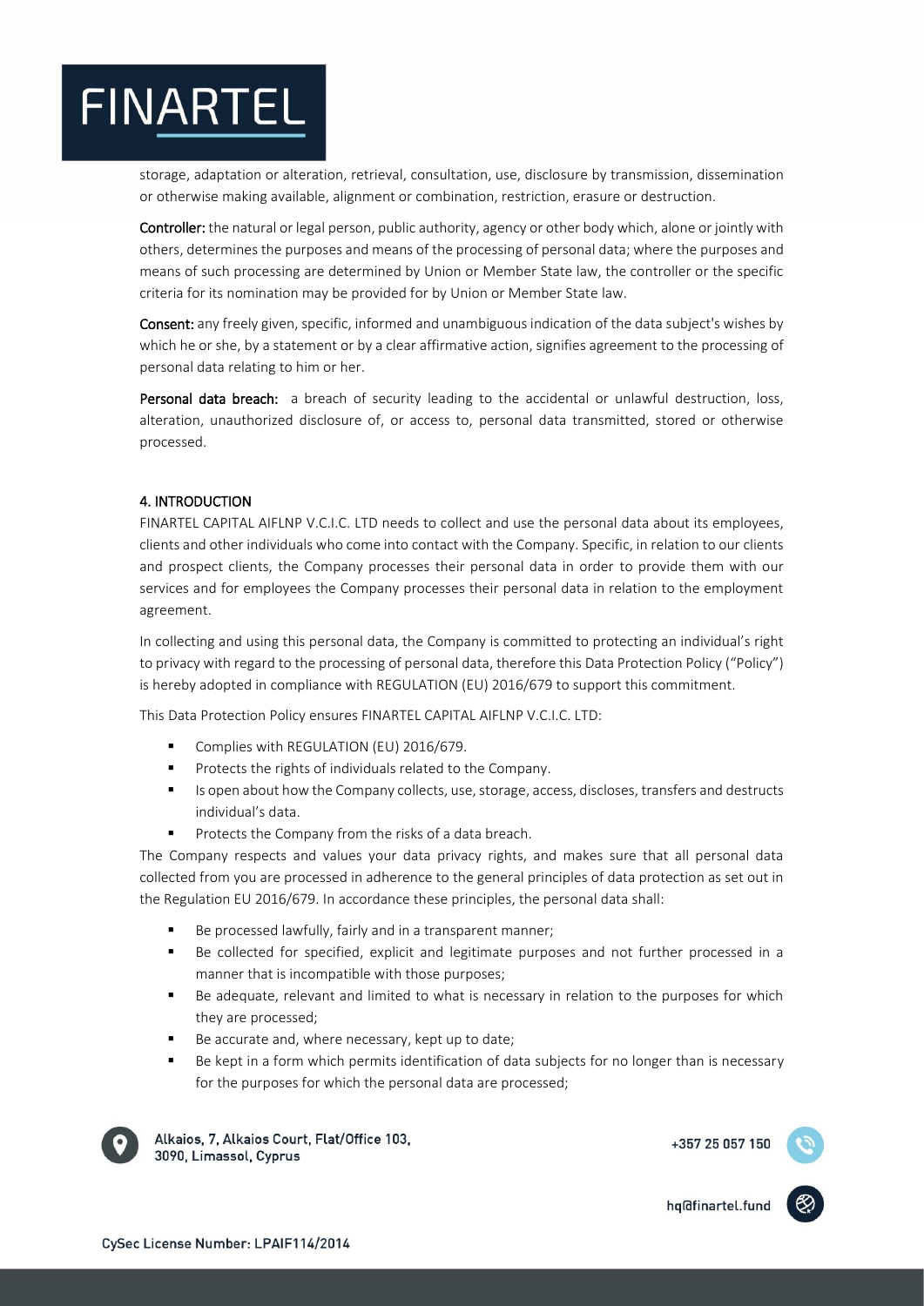storage, adaptation or alteration, retrieval, consultation, use, disclosure by transmission, dissemination or otherwise making available, alignment or combination, restriction, erasure or destruction.

**Controller:** the natural or legal person, public authority, agency or other body which, alone or jointly with others, determines the purposes and means of the processing of personal data; where the purposes and means of such processing are determined by Union or Member State law, the controller or the specific criteria for its nomination may be provided for by Union or Member State law.

**Consent:** any freely given, specific, informed and unambiguous indication of the data subject's wishes by which he or she, by a statement or by a clear affirmative action, signifies agreement to the processing of personal data relating to him or her.

**Personal data breach:** a breach of security leading to the accidental or unlawful destruction, loss, alteration, unauthorized disclosure of, or access to, personal data transmitted, stored or otherwise processed.

## 4. INTRODUCTION

FINARTEL CAPITAL AIFLNP V.C.I.C. LTD needs to collect and use the personal data about its employees, clients and other individuals who come into contact with the Company. Specific, in relation to our clients and prospect clients, the Company processes their personal data in order to provide them with our services and for employees the Company processes their personal data in relation to the employment agreement.

In collecting and using this personal data, the Company is committed to protecting an individual's right to privacy with regard to the processing of personal data, therefore this Data Protection Policy ("Policy") is hereby adopted in compliance with REGULATION (EU) 2016/679 to support this commitment.

This Data Protection Policy ensures FINARTEL CAPITAL AIFLNP V.C.I.C. LTD:

- Complies with REGULATION (EU) 2016/679.
- Protects the rights of individuals related to the Company.
- Is open about how the Company collects, use, storage, access, discloses, transfers and destructs individual's data.
- Protects the Company from the risks of a data breach.

The Company respects and values your data privacy rights, and makes sure that all personal data collected from you are processed in adherence to the general principles of data protection as set out in the Regulation EU 2016/679. In accordance these principles, the personal data shall:

- Be processed lawfully, fairly and in a transparent manner;
- Be collected for specified, explicit and legitimate purposes and not further processed in a manner that is incompatible with those purposes;
- Be adequate, relevant and limited to what is necessary in relation to the purposes for which they are processed;
- Be accurate and, where necessary, kept up to date;
- Be kept in a form which permits identification of data subjects for no longer than is necessary for the purposes for which the personal data are processed;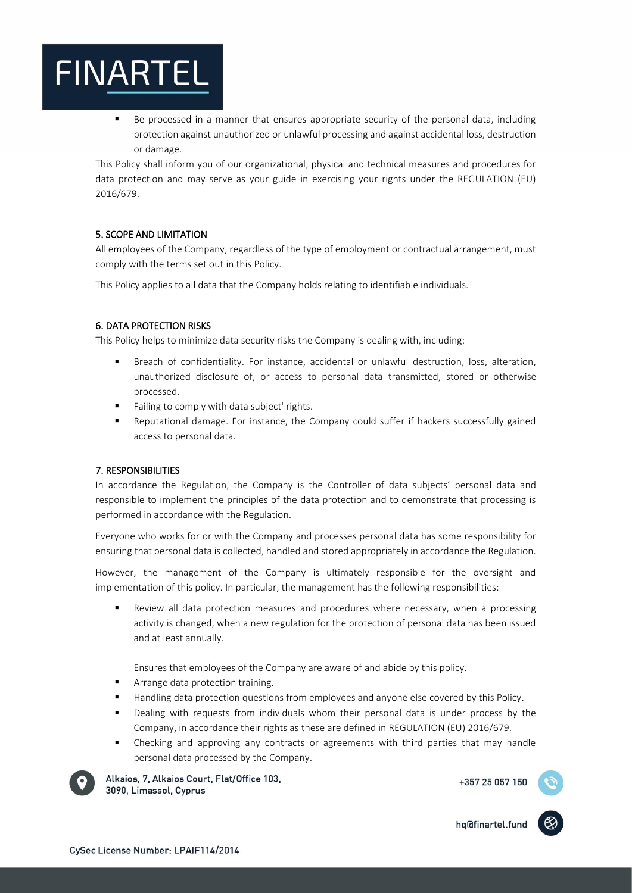- Be processed in a manner that ensures appropriate security of the personal data, including protection against unauthorized or unlawful processing and against accidental loss, destruction or damage.

This Policy shall inform you of our organizational, physical and technical measures and procedures for data protection and may serve as your guide in exercising your rights under the REGULATION (EU) 2016/679.

## 5. SCOPE AND LIMITATION

All employees of the Company, regardless of the type of employment or contractual arrangement, must comply with the terms set out in this Policy.

This Policy applies to all data that the Company holds relating to identifiable individuals.

## 6. DATA PROTECTION RISKS

This Policy helps to minimize data security risks the Company is dealing with, including:

- Breach of confidentiality. For instance, accidental or unlawful destruction, loss, alteration, unauthorized disclosure of, or access to personal data transmitted, stored or otherwise processed.
- Failing to comply with data subject' rights.
- Reputational damage. For instance, the Company could suffer if hackers successfully gained access to personal data.

## 7. RESPONSIBILITIES

In accordance the Regulation, the Company is the Controller of data subjects' personal data and responsible to implement the principles of the data protection and to demonstrate that processing is performed in accordance with the Regulation.

Everyone who works for or with the Company and processes personal data has some responsibility for ensuring that personal data is collected, handled and stored appropriately in accordance the Regulation.

However, the management of the Company is ultimately responsible for the oversight and implementation of this policy. In particular, the management has the following responsibilities:

- Review all data protection measures and procedures where necessary, when a processing activity is changed, when a new regulation for the protection of personal data has been issued and at least annually.

  Ensures that employees of the Company are aware of and abide by this policy.
- Arrange data protection training.
- Handling data protection questions from employees and anyone else covered by this Policy.
- Dealing with requests from individuals whom their personal data is under process by the Company, in accordance their rights as these are defined in REGULATION (EU) 2016/679.
- Checking and approving any contracts or agreements with third parties that may handle personal data processed by the Company.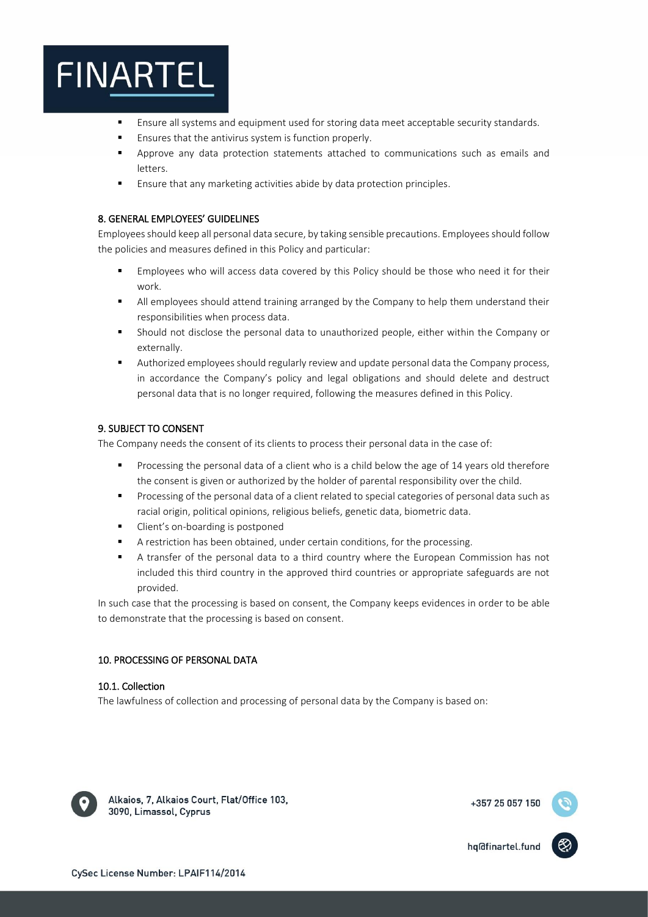- Ensure all systems and equipment used for storing data meet acceptable security standards.
- Ensures that the antivirus system is function properly.
- Approve any data protection statements attached to communications such as emails and letters.
- Ensure that any marketing activities abide by data protection principles.

## 8. GENERAL EMPLOYEES' GUIDELINES

Employees should keep all personal data secure, by taking sensible precautions. Employees should follow the policies and measures defined in this Policy and particular:

- Employees who will access data covered by this Policy should be those who need it for their work.
- All employees should attend training arranged by the Company to help them understand their responsibilities when process data.
- Should not disclose the personal data to unauthorized people, either within the Company or externally.
- Authorized employees should regularly review and update personal data the Company process, in accordance the Company's policy and legal obligations and should delete and destruct personal data that is no longer required, following the measures defined in this Policy.

## 9. SUBJECT TO CONSENT

The Company needs the consent of its clients to process their personal data in the case of:

- Processing the personal data of a client who is a child below the age of 14 years old therefore the consent is given or authorized by the holder of parental responsibility over the child.
- Processing of the personal data of a client related to special categories of personal data such as racial origin, political opinions, religious beliefs, genetic data, biometric data.
- Client's on-boarding is postponed
- A restriction has been obtained, under certain conditions, for the processing.
- A transfer of the personal data to a third country where the European Commission has not included this third country in the approved third countries or appropriate safeguards are not provided.

In such case that the processing is based on consent, the Company keeps evidences in order to be able to demonstrate that the processing is based on consent.

## 10. PROCESSING OF PERSONAL DATA

### 10.1. Collection

The lawfulness of collection and processing of personal data by the Company is based on: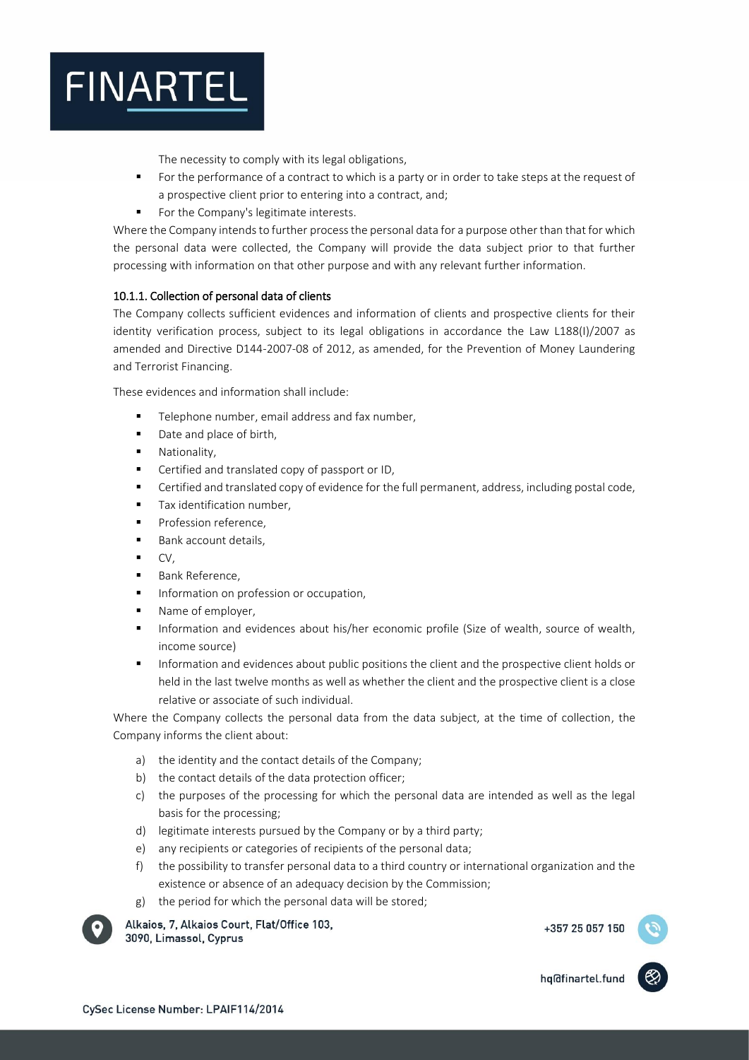The necessity to comply with its legal obligations,

- For the performance of a contract to which is a party or in order to take steps at the request of a prospective client prior to entering into a contract, and;
- For the Company's legitimate interests.

Where the Company intends to further process the personal data for a purpose other than that for which the personal data were collected, the Company will provide the data subject prior to that further processing with information on that other purpose and with any relevant further information.

#### 10.1.1. Collection of personal data of clients

The Company collects sufficient evidences and information of clients and prospective clients for their identity verification process, subject to its legal obligations in accordance the Law L188(I)/2007 as amended and Directive D144-2007-08 of 2012, as amended, for the Prevention of Money Laundering and Terrorist Financing.

These evidences and information shall include:

- Telephone number, email address and fax number,
- Date and place of birth,
- Nationality,
- Certified and translated copy of passport or ID,
- Certified and translated copy of evidence for the full permanent, address, including postal code,
- Tax identification number,
- Profession reference,
- Bank account details,
- CV,
- Bank Reference,
- Information on profession or occupation,
- Name of employer,
- Information and evidences about his/her economic profile (Size of wealth, source of wealth, income source)
- Information and evidences about public positions the client and the prospective client holds or held in the last twelve months as well as whether the client and the prospective client is a close relative or associate of such individual.

Where the Company collects the personal data from the data subject, at the time of collection, the Company informs the client about:

a) the identity and the contact details of the Company;
b) the contact details of the data protection officer;
c) the purposes of the processing for which the personal data are intended as well as the legal basis for the processing;
d) legitimate interests pursued by the Company or by a third party;
e) any recipients or categories of recipients of the personal data;
f) the possibility to transfer personal data to a third country or international organization and the existence or absence of an adequacy decision by the Commission;
g) the period for which the personal data will be stored;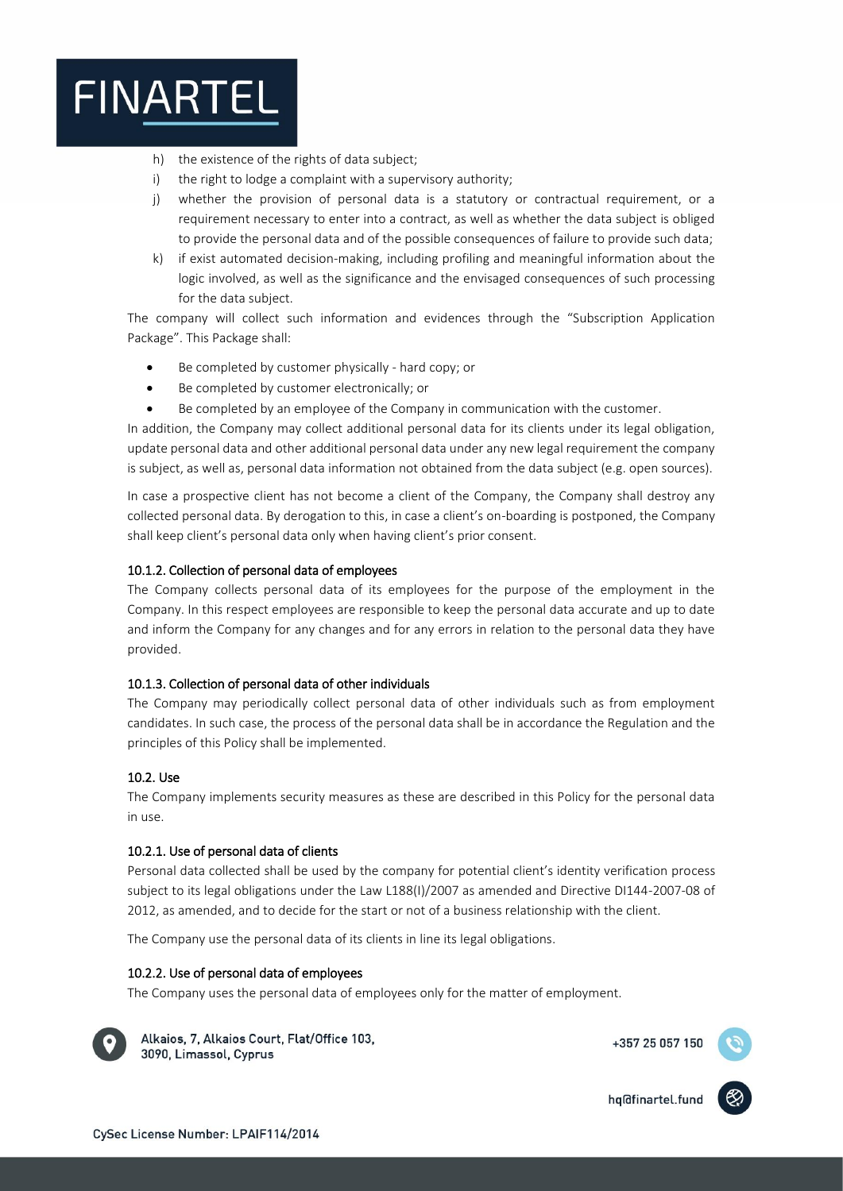h) the existence of the rights of data subject;
i) the right to lodge a complaint with a supervisory authority;
j) whether the provision of personal data is a statutory or contractual requirement, or a requirement necessary to enter into a contract, as well as whether the data subject is obliged to provide the personal data and of the possible consequences of failure to provide such data;
k) if exist automated decision-making, including profiling and meaningful information about the logic involved, as well as the significance and the envisaged consequences of such processing for the data subject.

The company will collect such information and evidences through the "Subscription Application Package". This Package shall:

- Be completed by customer physically - hard copy; or
- Be completed by customer electronically; or
- Be completed by an employee of the Company in communication with the customer.

In addition, the Company may collect additional personal data for its clients under its legal obligation, update personal data and other additional personal data under any new legal requirement the company is subject, as well as, personal data information not obtained from the data subject (e.g. open sources).

In case a prospective client has not become a client of the Company, the Company shall destroy any collected personal data. By derogation to this, in case a client's on-boarding is postponed, the Company shall keep client's personal data only when having client's prior consent.

#### 10.1.2. Collection of personal data of employees

The Company collects personal data of its employees for the purpose of the employment in the Company. In this respect employees are responsible to keep the personal data accurate and up to date and inform the Company for any changes and for any errors in relation to the personal data they have provided.

#### 10.1.3. Collection of personal data of other individuals

The Company may periodically collect personal data of other individuals such as from employment candidates. In such case, the process of the personal data shall be in accordance the Regulation and the principles of this Policy shall be implemented.

### 10.2. Use

The Company implements security measures as these are described in this Policy for the personal data in use.

#### 10.2.1. Use of personal data of clients

Personal data collected shall be used by the company for potential client's identity verification process subject to its legal obligations under the Law L188(I)/2007 as amended and Directive DI144-2007-08 of 2012, as amended, and to decide for the start or not of a business relationship with the client.

The Company use the personal data of its clients in line its legal obligations.

#### 10.2.2. Use of personal data of employees

The Company uses the personal data of employees only for the matter of employment.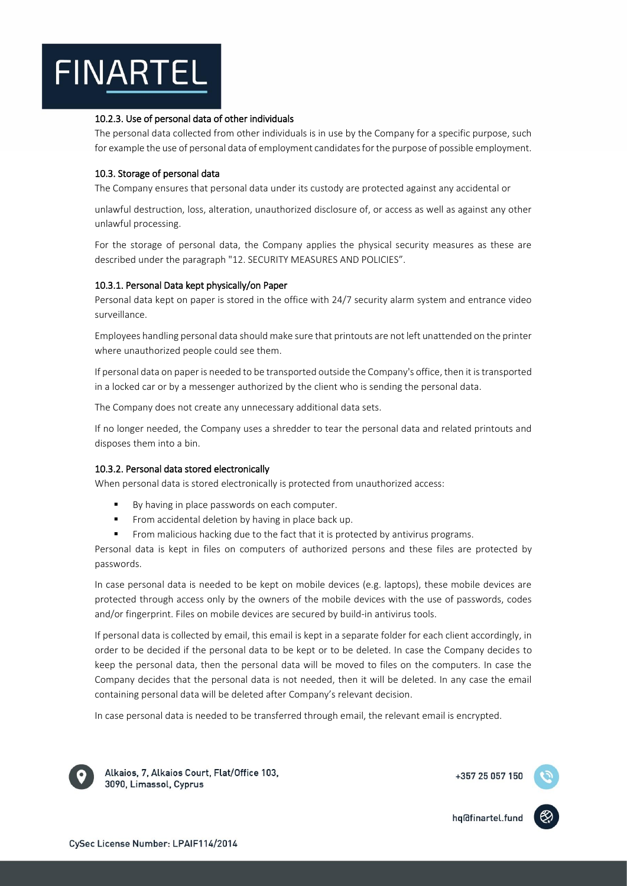#### 10.2.3. Use of personal data of other individuals

The personal data collected from other individuals is in use by the Company for a specific purpose, such for example the use of personal data of employment candidates for the purpose of possible employment.

### 10.3. Storage of personal data

The Company ensures that personal data under its custody are protected against any accidental or

unlawful destruction, loss, alteration, unauthorized disclosure of, or access as well as against any other unlawful processing.

For the storage of personal data, the Company applies the physical security measures as these are described under the paragraph "12. SECURITY MEASURES AND POLICIES".

#### 10.3.1. Personal Data kept physically/on Paper

Personal data kept on paper is stored in the office with 24/7 security alarm system and entrance video surveillance.

Employees handling personal data should make sure that printouts are not left unattended on the printer where unauthorized people could see them.

If personal data on paper is needed to be transported outside the Company's office, then it is transported in a locked car or by a messenger authorized by the client who is sending the personal data.

The Company does not create any unnecessary additional data sets.

If no longer needed, the Company uses a shredder to tear the personal data and related printouts and disposes them into a bin.

#### 10.3.2. Personal data stored electronically

When personal data is stored electronically is protected from unauthorized access:

- By having in place passwords on each computer.
- From accidental deletion by having in place back up.
- From malicious hacking due to the fact that it is protected by antivirus programs.

Personal data is kept in files on computers of authorized persons and these files are protected by passwords.

In case personal data is needed to be kept on mobile devices (e.g. laptops), these mobile devices are protected through access only by the owners of the mobile devices with the use of passwords, codes and/or fingerprint. Files on mobile devices are secured by build-in antivirus tools.

If personal data is collected by email, this email is kept in a separate folder for each client accordingly, in order to be decided if the personal data to be kept or to be deleted. In case the Company decides to keep the personal data, then the personal data will be moved to files on the computers. In case the Company decides that the personal data is not needed, then it will be deleted. In any case the email containing personal data will be deleted after Company's relevant decision.

In case personal data is needed to be transferred through email, the relevant email is encrypted.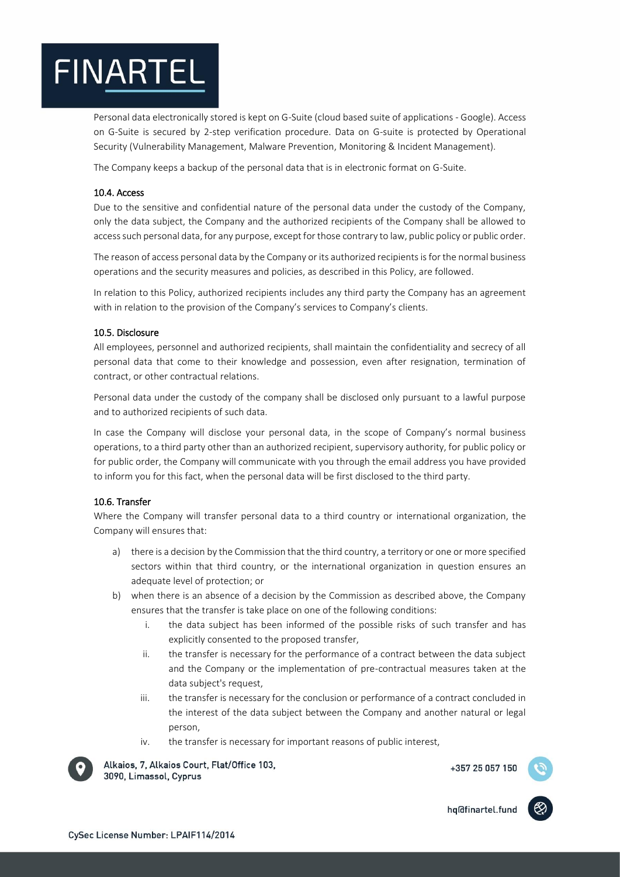Personal data electronically stored is kept on G-Suite (cloud based suite of applications - Google). Access on G-Suite is secured by 2-step verification procedure. Data on G-suite is protected by Operational Security (Vulnerability Management, Malware Prevention, Monitoring & Incident Management).

The Company keeps a backup of the personal data that is in electronic format on G-Suite.

### 10.4. Access

Due to the sensitive and confidential nature of the personal data under the custody of the Company, only the data subject, the Company and the authorized recipients of the Company shall be allowed to access such personal data, for any purpose, except for those contrary to law, public policy or public order.

The reason of access personal data by the Company or its authorized recipients is for the normal business operations and the security measures and policies, as described in this Policy, are followed.

In relation to this Policy, authorized recipients includes any third party the Company has an agreement with in relation to the provision of the Company's services to Company's clients.

### 10.5. Disclosure

All employees, personnel and authorized recipients, shall maintain the confidentiality and secrecy of all personal data that come to their knowledge and possession, even after resignation, termination of contract, or other contractual relations.

Personal data under the custody of the company shall be disclosed only pursuant to a lawful purpose and to authorized recipients of such data.

In case the Company will disclose your personal data, in the scope of Company's normal business operations, to a third party other than an authorized recipient, supervisory authority, for public policy or for public order, the Company will communicate with you through the email address you have provided to inform you for this fact, when the personal data will be first disclosed to the third party.

### 10.6. Transfer

Where the Company will transfer personal data to a third country or international organization, the Company will ensures that:

a) there is a decision by the Commission that the third country, a territory or one or more specified sectors within that third country, or the international organization in question ensures an adequate level of protection; or
b) when there is an absence of a decision by the Commission as described above, the Company ensures that the transfer is take place on one of the following conditions:
    i. the data subject has been informed of the possible risks of such transfer and has explicitly consented to the proposed transfer,
    ii. the transfer is necessary for the performance of a contract between the data subject and the Company or the implementation of pre-contractual measures taken at the data subject's request,
    iii. the transfer is necessary for the conclusion or performance of a contract concluded in the interest of the data subject between the Company and another natural or legal person,
    iv. the transfer is necessary for important reasons of public interest,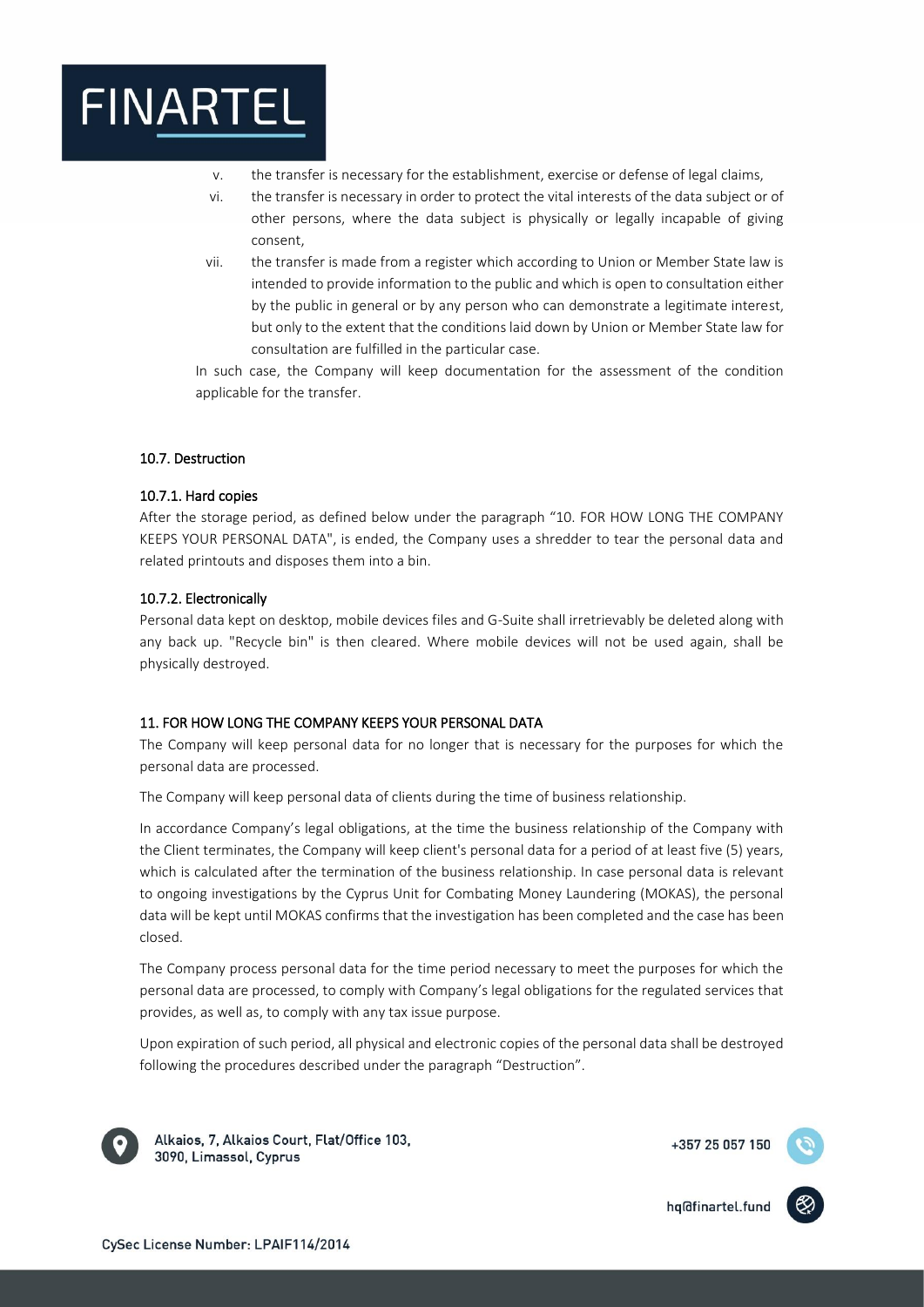v. the transfer is necessary for the establishment, exercise or defense of legal claims,

vi. the transfer is necessary in order to protect the vital interests of the data subject or of other persons, where the data subject is physically or legally incapable of giving consent,

vii. the transfer is made from a register which according to Union or Member State law is intended to provide information to the public and which is open to consultation either by the public in general or by any person who can demonstrate a legitimate interest, but only to the extent that the conditions laid down by Union or Member State law for consultation are fulfilled in the particular case.

In such case, the Company will keep documentation for the assessment of the condition applicable for the transfer.

### 10.7. Destruction

#### 10.7.1. Hard copies

After the storage period, as defined below under the paragraph "10. FOR HOW LONG THE COMPANY KEEPS YOUR PERSONAL DATA", is ended, the Company uses a shredder to tear the personal data and related printouts and disposes them into a bin.

#### 10.7.2. Electronically

Personal data kept on desktop, mobile devices files and G-Suite shall irretrievably be deleted along with any back up. "Recycle bin" is then cleared. Where mobile devices will not be used again, shall be physically destroyed.

## 11. FOR HOW LONG THE COMPANY KEEPS YOUR PERSONAL DATA

The Company will keep personal data for no longer that is necessary for the purposes for which the personal data are processed.

The Company will keep personal data of clients during the time of business relationship.

In accordance Company's legal obligations, at the time the business relationship of the Company with the Client terminates, the Company will keep client's personal data for a period of at least five (5) years, which is calculated after the termination of the business relationship. In case personal data is relevant to ongoing investigations by the Cyprus Unit for Combating Money Laundering (MOKAS), the personal data will be kept until MOKAS confirms that the investigation has been completed and the case has been closed.

The Company process personal data for the time period necessary to meet the purposes for which the personal data are processed, to comply with Company's legal obligations for the regulated services that provides, as well as, to comply with any tax issue purpose.

Upon expiration of such period, all physical and electronic copies of the personal data shall be destroyed following the procedures described under the paragraph "Destruction".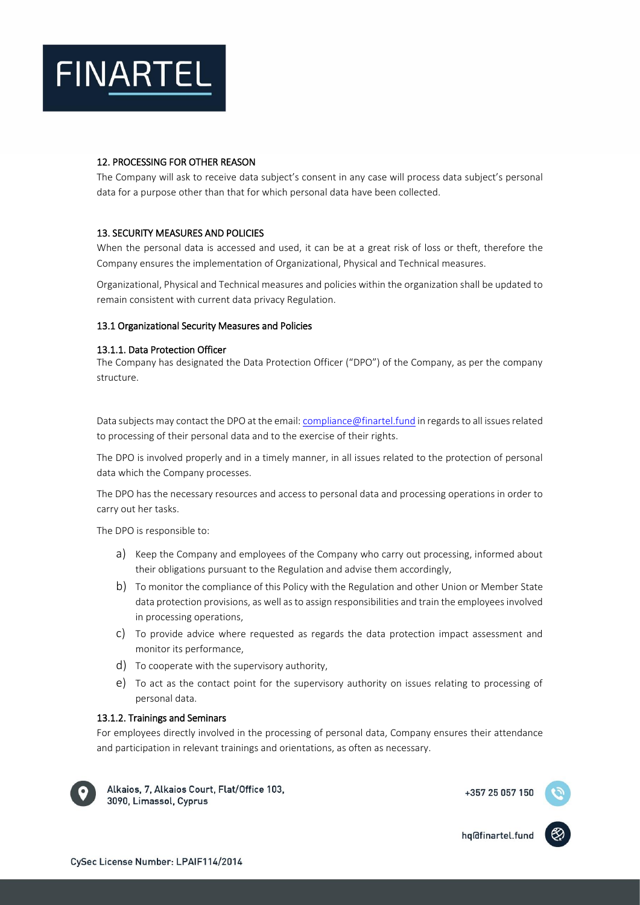## 12. PROCESSING FOR OTHER REASON

The Company will ask to receive data subject's consent in any case will process data subject's personal data for a purpose other than that for which personal data have been collected.

## 13. SECURITY MEASURES AND POLICIES

When the personal data is accessed and used, it can be at a great risk of loss or theft, therefore the Company ensures the implementation of Organizational, Physical and Technical measures.

Organizational, Physical and Technical measures and policies within the organization shall be updated to remain consistent with current data privacy Regulation.

### 13.1 Organizational Security Measures and Policies

#### 13.1.1. Data Protection Officer

The Company has designated the Data Protection Officer ("DPO") of the Company, as per the company structure.

Data subjects may contact the DPO at the email: compliance@finartel.fund in regards to all issues related to processing of their personal data and to the exercise of their rights.

The DPO is involved properly and in a timely manner, in all issues related to the protection of personal data which the Company processes.

The DPO has the necessary resources and access to personal data and processing operations in order to carry out her tasks.

The DPO is responsible to:

a) Keep the Company and employees of the Company who carry out processing, informed about their obligations pursuant to the Regulation and advise them accordingly,

b) To monitor the compliance of this Policy with the Regulation and other Union or Member State data protection provisions, as well as to assign responsibilities and train the employees involved in processing operations,

c) To provide advice where requested as regards the data protection impact assessment and monitor its performance,

d) To cooperate with the supervisory authority,

e) To act as the contact point for the supervisory authority on issues relating to processing of personal data.

#### 13.1.2. Trainings and Seminars

For employees directly involved in the processing of personal data, Company ensures their attendance and participation in relevant trainings and orientations, as often as necessary.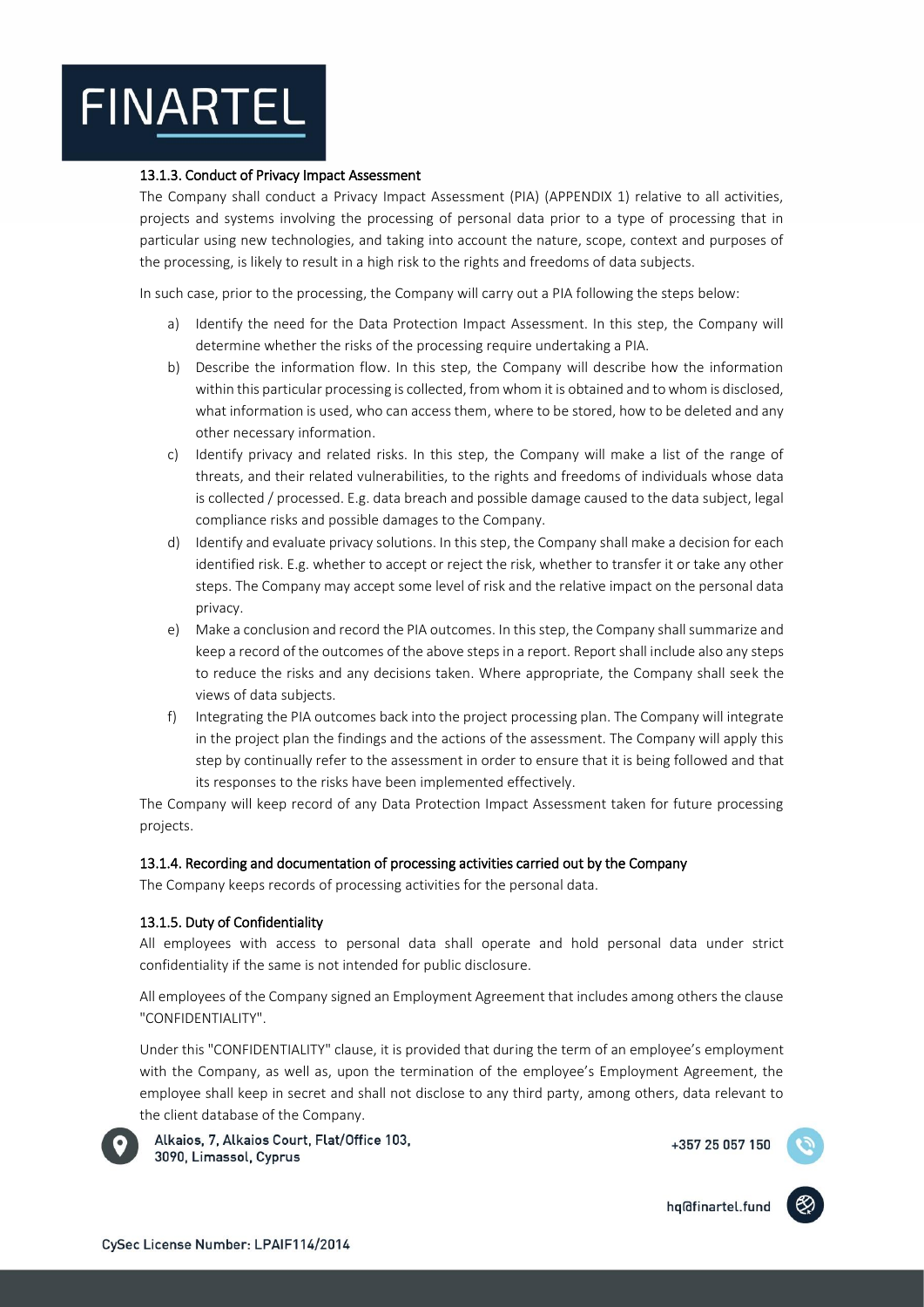#### 13.1.3. Conduct of Privacy Impact Assessment

The Company shall conduct a Privacy Impact Assessment (PIA) (APPENDIX 1) relative to all activities, projects and systems involving the processing of personal data prior to a type of processing that in particular using new technologies, and taking into account the nature, scope, context and purposes of the processing, is likely to result in a high risk to the rights and freedoms of data subjects.

In such case, prior to the processing, the Company will carry out a PIA following the steps below:

a) Identify the need for the Data Protection Impact Assessment. In this step, the Company will determine whether the risks of the processing require undertaking a PIA.
b) Describe the information flow. In this step, the Company will describe how the information within this particular processing is collected, from whom it is obtained and to whom is disclosed, what information is used, who can access them, where to be stored, how to be deleted and any other necessary information.
c) Identify privacy and related risks. In this step, the Company will make a list of the range of threats, and their related vulnerabilities, to the rights and freedoms of individuals whose data is collected / processed. E.g. data breach and possible damage caused to the data subject, legal compliance risks and possible damages to the Company.
d) Identify and evaluate privacy solutions. In this step, the Company shall make a decision for each identified risk. E.g. whether to accept or reject the risk, whether to transfer it or take any other steps. The Company may accept some level of risk and the relative impact on the personal data privacy.
e) Make a conclusion and record the PIA outcomes. In this step, the Company shall summarize and keep a record of the outcomes of the above steps in a report. Report shall include also any steps to reduce the risks and any decisions taken. Where appropriate, the Company shall seek the views of data subjects.
f) Integrating the PIA outcomes back into the project processing plan. The Company will integrate in the project plan the findings and the actions of the assessment. The Company will apply this step by continually refer to the assessment in order to ensure that it is being followed and that its responses to the risks have been implemented effectively.

The Company will keep record of any Data Protection Impact Assessment taken for future processing projects.

#### 13.1.4. Recording and documentation of processing activities carried out by the Company

The Company keeps records of processing activities for the personal data.

#### 13.1.5. Duty of Confidentiality

All employees with access to personal data shall operate and hold personal data under strict confidentiality if the same is not intended for public disclosure.

All employees of the Company signed an Employment Agreement that includes among others the clause "CONFIDENTIALITY".

Under this "CONFIDENTIALITY" clause, it is provided that during the term of an employee's employment with the Company, as well as, upon the termination of the employee's Employment Agreement, the employee shall keep in secret and shall not disclose to any third party, among others, data relevant to the client database of the Company.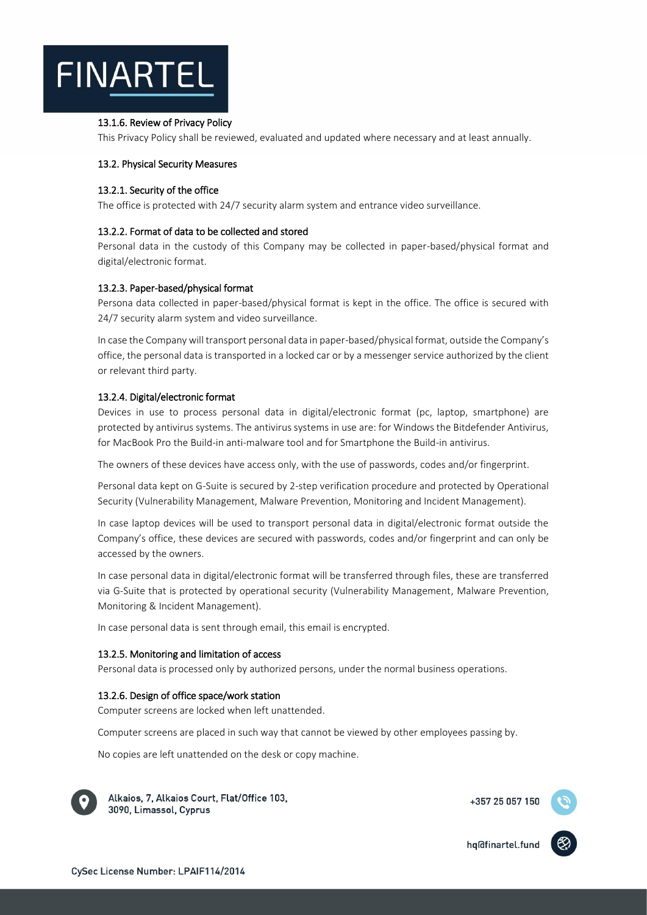#### 13.1.6. Review of Privacy Policy

This Privacy Policy shall be reviewed, evaluated and updated where necessary and at least annually.

### 13.2. Physical Security Measures

#### 13.2.1. Security of the office

The office is protected with 24/7 security alarm system and entrance video surveillance.

#### 13.2.2. Format of data to be collected and stored

Personal data in the custody of this Company may be collected in paper-based/physical format and digital/electronic format.

#### 13.2.3. Paper-based/physical format

Persona data collected in paper-based/physical format is kept in the office. The office is secured with 24/7 security alarm system and video surveillance.

In case the Company will transport personal data in paper-based/physical format, outside the Company's office, the personal data is transported in a locked car or by a messenger service authorized by the client or relevant third party.

#### 13.2.4. Digital/electronic format

Devices in use to process personal data in digital/electronic format (pc, laptop, smartphone) are protected by antivirus systems. The antivirus systems in use are: for Windows the Bitdefender Antivirus, for MacBook Pro the Build-in anti-malware tool and for Smartphone the Build-in antivirus.

The owners of these devices have access only, with the use of passwords, codes and/or fingerprint.

Personal data kept on G-Suite is secured by 2-step verification procedure and protected by Operational Security (Vulnerability Management, Malware Prevention, Monitoring and Incident Management).

In case laptop devices will be used to transport personal data in digital/electronic format outside the Company's office, these devices are secured with passwords, codes and/or fingerprint and can only be accessed by the owners.

In case personal data in digital/electronic format will be transferred through files, these are transferred via G-Suite that is protected by operational security (Vulnerability Management, Malware Prevention, Monitoring & Incident Management).

In case personal data is sent through email, this email is encrypted.

#### 13.2.5. Monitoring and limitation of access

Personal data is processed only by authorized persons, under the normal business operations.

#### 13.2.6. Design of office space/work station

Computer screens are locked when left unattended.

Computer screens are placed in such way that cannot be viewed by other employees passing by.

No copies are left unattended on the desk or copy machine.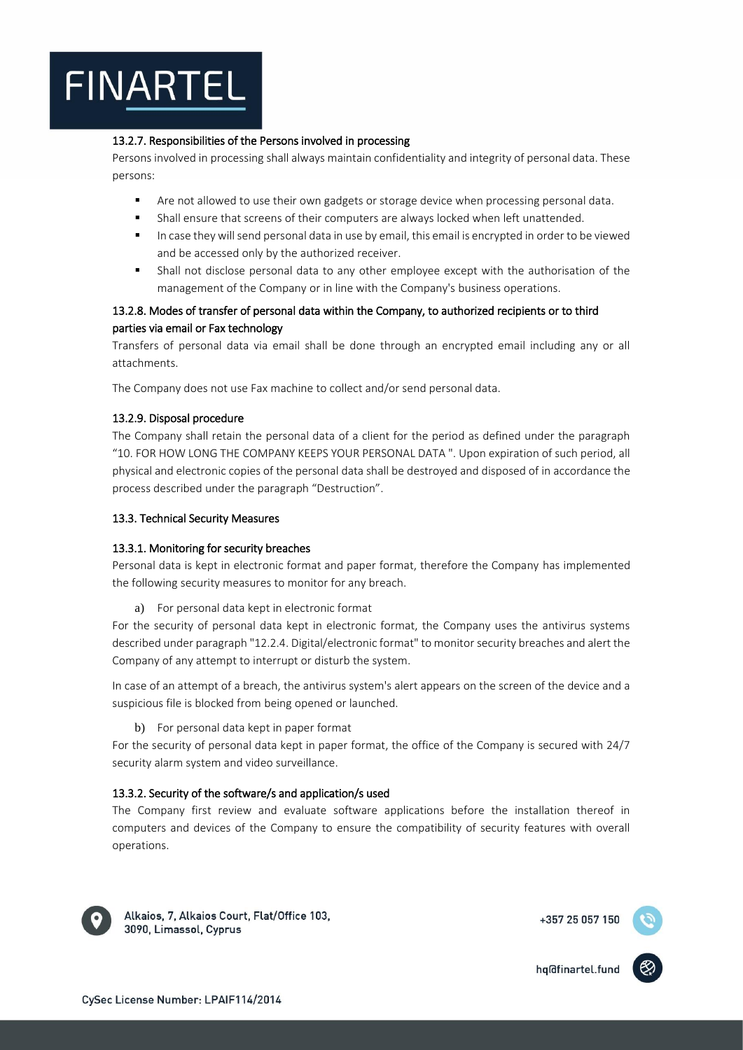#### 13.2.7. Responsibilities of the Persons involved in processing

Persons involved in processing shall always maintain confidentiality and integrity of personal data. These persons:

- Are not allowed to use their own gadgets or storage device when processing personal data.
- Shall ensure that screens of their computers are always locked when left unattended.
- In case they will send personal data in use by email, this email is encrypted in order to be viewed and be accessed only by the authorized receiver.
- Shall not disclose personal data to any other employee except with the authorisation of the management of the Company or in line with the Company's business operations.

#### 13.2.8. Modes of transfer of personal data within the Company, to authorized recipients or to third parties via email or Fax technology

Transfers of personal data via email shall be done through an encrypted email including any or all attachments.

The Company does not use Fax machine to collect and/or send personal data.

#### 13.2.9. Disposal procedure

The Company shall retain the personal data of a client for the period as defined under the paragraph "10. FOR HOW LONG THE COMPANY KEEPS YOUR PERSONAL DATA ". Upon expiration of such period, all physical and electronic copies of the personal data shall be destroyed and disposed of in accordance the process described under the paragraph "Destruction".

### 13.3. Technical Security Measures

#### 13.3.1. Monitoring for security breaches

Personal data is kept in electronic format and paper format, therefore the Company has implemented the following security measures to monitor for any breach.

a) For personal data kept in electronic format

For the security of personal data kept in electronic format, the Company uses the antivirus systems described under paragraph "12.2.4. Digital/electronic format" to monitor security breaches and alert the Company of any attempt to interrupt or disturb the system.

In case of an attempt of a breach, the antivirus system's alert appears on the screen of the device and a suspicious file is blocked from being opened or launched.

b) For personal data kept in paper format

For the security of personal data kept in paper format, the office of the Company is secured with 24/7 security alarm system and video surveillance.

#### 13.3.2. Security of the software/s and application/s used

The Company first review and evaluate software applications before the installation thereof in computers and devices of the Company to ensure the compatibility of security features with overall operations.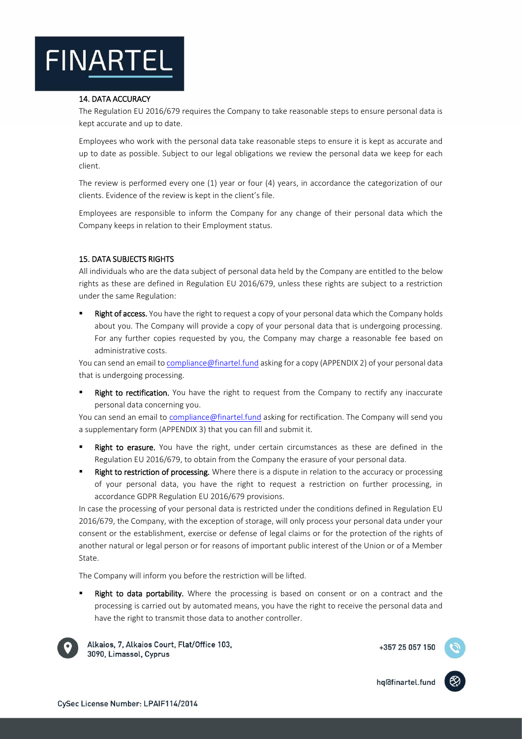## 14. DATA ACCURACY

The Regulation EU 2016/679 requires the Company to take reasonable steps to ensure personal data is kept accurate and up to date.

Employees who work with the personal data take reasonable steps to ensure it is kept as accurate and up to date as possible. Subject to our legal obligations we review the personal data we keep for each client.

The review is performed every one (1) year or four (4) years, in accordance the categorization of our clients. Evidence of the review is kept in the client's file.

Employees are responsible to inform the Company for any change of their personal data which the Company keeps in relation to their Employment status.

## 15. DATA SUBJECTS RIGHTS

All individuals who are the data subject of personal data held by the Company are entitled to the below rights as these are defined in Regulation EU 2016/679, unless these rights are subject to a restriction under the same Regulation:

- **Right of access.** You have the right to request a copy of your personal data which the Company holds about you. The Company will provide a copy of your personal data that is undergoing processing. For any further copies requested by you, the Company may charge a reasonable fee based on administrative costs.

You can send an email to compliance@finartel.fund asking for a copy (APPENDIX 2) of your personal data that is undergoing processing.

- **Right to rectification.** You have the right to request from the Company to rectify any inaccurate personal data concerning you.

You can send an email to compliance@finartel.fund asking for rectification. The Company will send you a supplementary form (APPENDIX 3) that you can fill and submit it.

- **Right to erasure.** You have the right, under certain circumstances as these are defined in the Regulation EU 2016/679, to obtain from the Company the erasure of your personal data.
- **Right to restriction of processing.** Where there is a dispute in relation to the accuracy or processing of your personal data, you have the right to request a restriction on further processing, in accordance GDPR Regulation EU 2016/679 provisions.

In case the processing of your personal data is restricted under the conditions defined in Regulation EU 2016/679, the Company, with the exception of storage, will only process your personal data under your consent or the establishment, exercise or defense of legal claims or for the protection of the rights of another natural or legal person or for reasons of important public interest of the Union or of a Member State.

The Company will inform you before the restriction will be lifted.

- **Right to data portability.** Where the processing is based on consent or on a contract and the processing is carried out by automated means, you have the right to receive the personal data and have the right to transmit those data to another controller.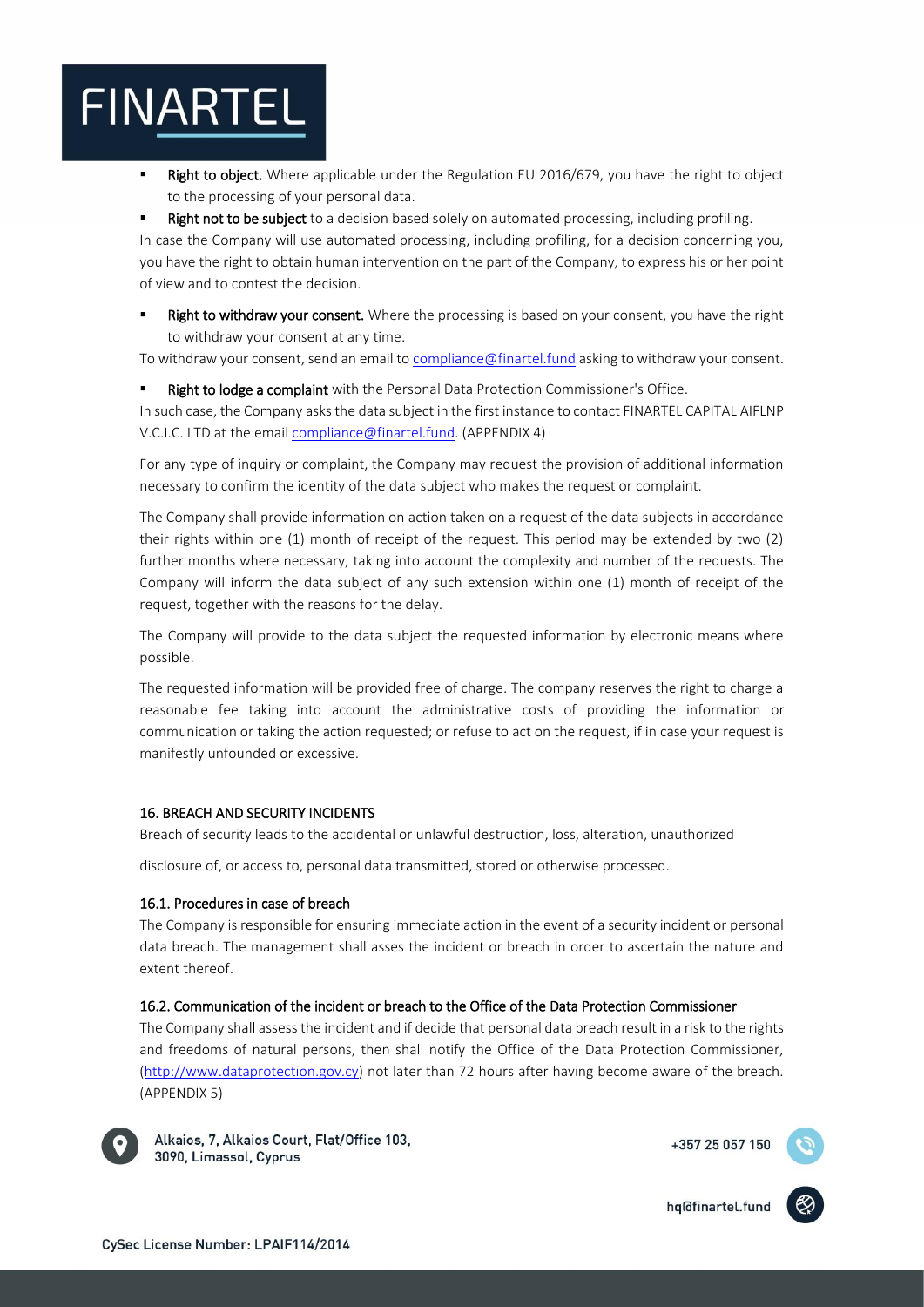- **Right to object.** Where applicable under the Regulation EU 2016/679, you have the right to object to the processing of your personal data.
- **Right not to be subject** to a decision based solely on automated processing, including profiling.

In case the Company will use automated processing, including profiling, for a decision concerning you, you have the right to obtain human intervention on the part of the Company, to express his or her point of view and to contest the decision.

- **Right to withdraw your consent.** Where the processing is based on your consent, you have the right to withdraw your consent at any time.

To withdraw your consent, send an email to compliance@finartel.fund asking to withdraw your consent.

- **Right to lodge a complaint** with the Personal Data Protection Commissioner's Office.

In such case, the Company asks the data subject in the first instance to contact FINARTEL CAPITAL AIFLNP V.C.I.C. LTD at the email compliance@finartel.fund. (APPENDIX 4)

For any type of inquiry or complaint, the Company may request the provision of additional information necessary to confirm the identity of the data subject who makes the request or complaint.

The Company shall provide information on action taken on a request of the data subjects in accordance their rights within one (1) month of receipt of the request. This period may be extended by two (2) further months where necessary, taking into account the complexity and number of the requests. The Company will inform the data subject of any such extension within one (1) month of receipt of the request, together with the reasons for the delay.

The Company will provide to the data subject the requested information by electronic means where possible.

The requested information will be provided free of charge. The company reserves the right to charge a reasonable fee taking into account the administrative costs of providing the information or communication or taking the action requested; or refuse to act on the request, if in case your request is manifestly unfounded or excessive.

## 16. BREACH AND SECURITY INCIDENTS

Breach of security leads to the accidental or unlawful destruction, loss, alteration, unauthorized

disclosure of, or access to, personal data transmitted, stored or otherwise processed.

### 16.1. Procedures in case of breach

The Company is responsible for ensuring immediate action in the event of a security incident or personal data breach. The management shall asses the incident or breach in order to ascertain the nature and extent thereof.

### 16.2. Communication of the incident or breach to the Office of the Data Protection Commissioner

The Company shall assess the incident and if decide that personal data breach result in a risk to the rights and freedoms of natural persons, then shall notify the Office of the Data Protection Commissioner, (http://www.dataprotection.gov.cy) not later than 72 hours after having become aware of the breach. (APPENDIX 5)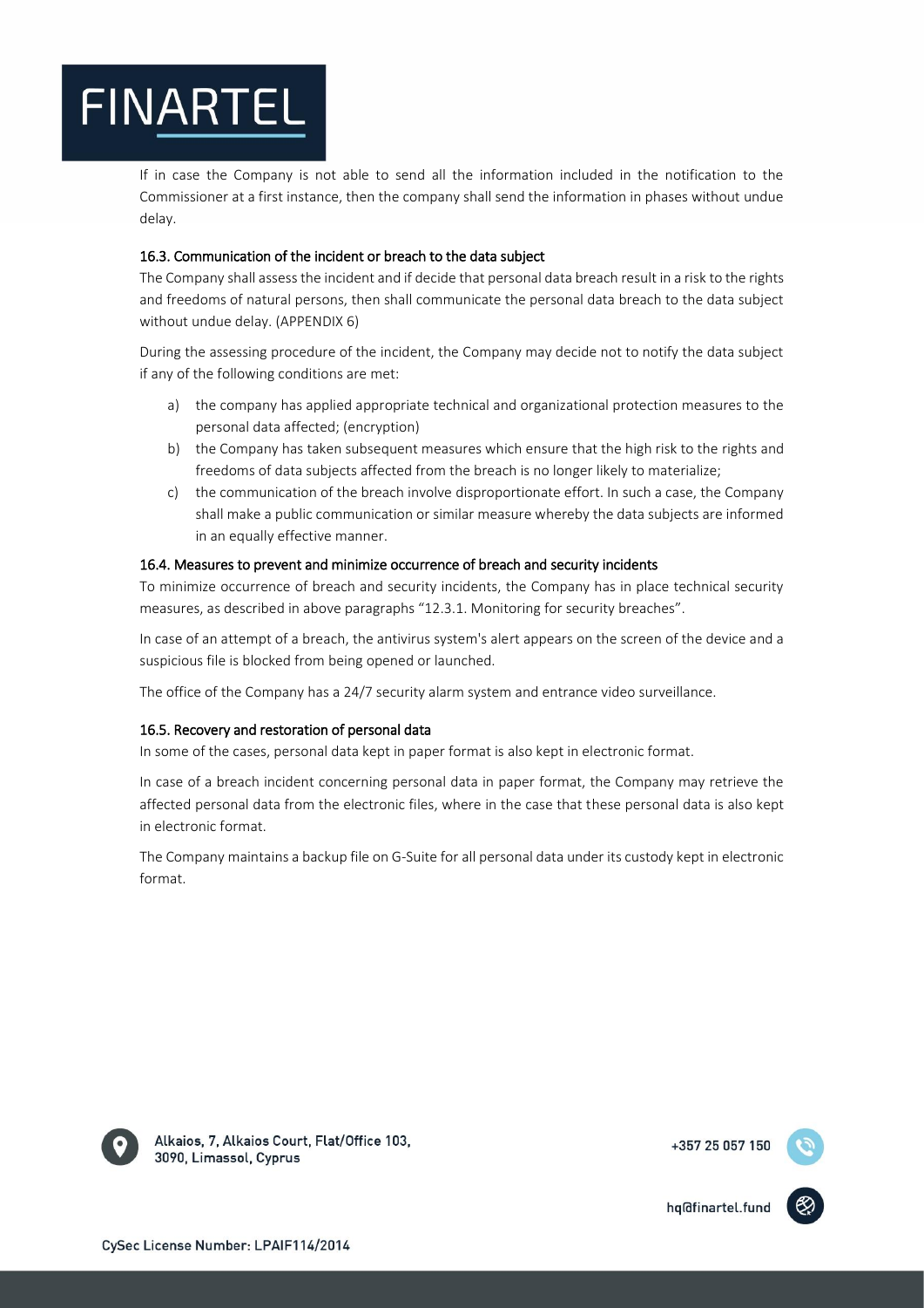If in case the Company is not able to send all the information included in the notification to the Commissioner at a first instance, then the company shall send the information in phases without undue delay.

### 16.3. Communication of the incident or breach to the data subject

The Company shall assess the incident and if decide that personal data breach result in a risk to the rights and freedoms of natural persons, then shall communicate the personal data breach to the data subject without undue delay. (APPENDIX 6)

During the assessing procedure of the incident, the Company may decide not to notify the data subject if any of the following conditions are met:

a) the company has applied appropriate technical and organizational protection measures to the personal data affected; (encryption)

b) the Company has taken subsequent measures which ensure that the high risk to the rights and freedoms of data subjects affected from the breach is no longer likely to materialize;

c) the communication of the breach involve disproportionate effort. In such a case, the Company shall make a public communication or similar measure whereby the data subjects are informed in an equally effective manner.

### 16.4. Measures to prevent and minimize occurrence of breach and security incidents

To minimize occurrence of breach and security incidents, the Company has in place technical security measures, as described in above paragraphs "12.3.1. Monitoring for security breaches".

In case of an attempt of a breach, the antivirus system's alert appears on the screen of the device and a suspicious file is blocked from being opened or launched.

The office of the Company has a 24/7 security alarm system and entrance video surveillance.

### 16.5. Recovery and restoration of personal data

In some of the cases, personal data kept in paper format is also kept in electronic format.

In case of a breach incident concerning personal data in paper format, the Company may retrieve the affected personal data from the electronic files, where in the case that these personal data is also kept in electronic format.

The Company maintains a backup file on G-Suite for all personal data under its custody kept in electronic format.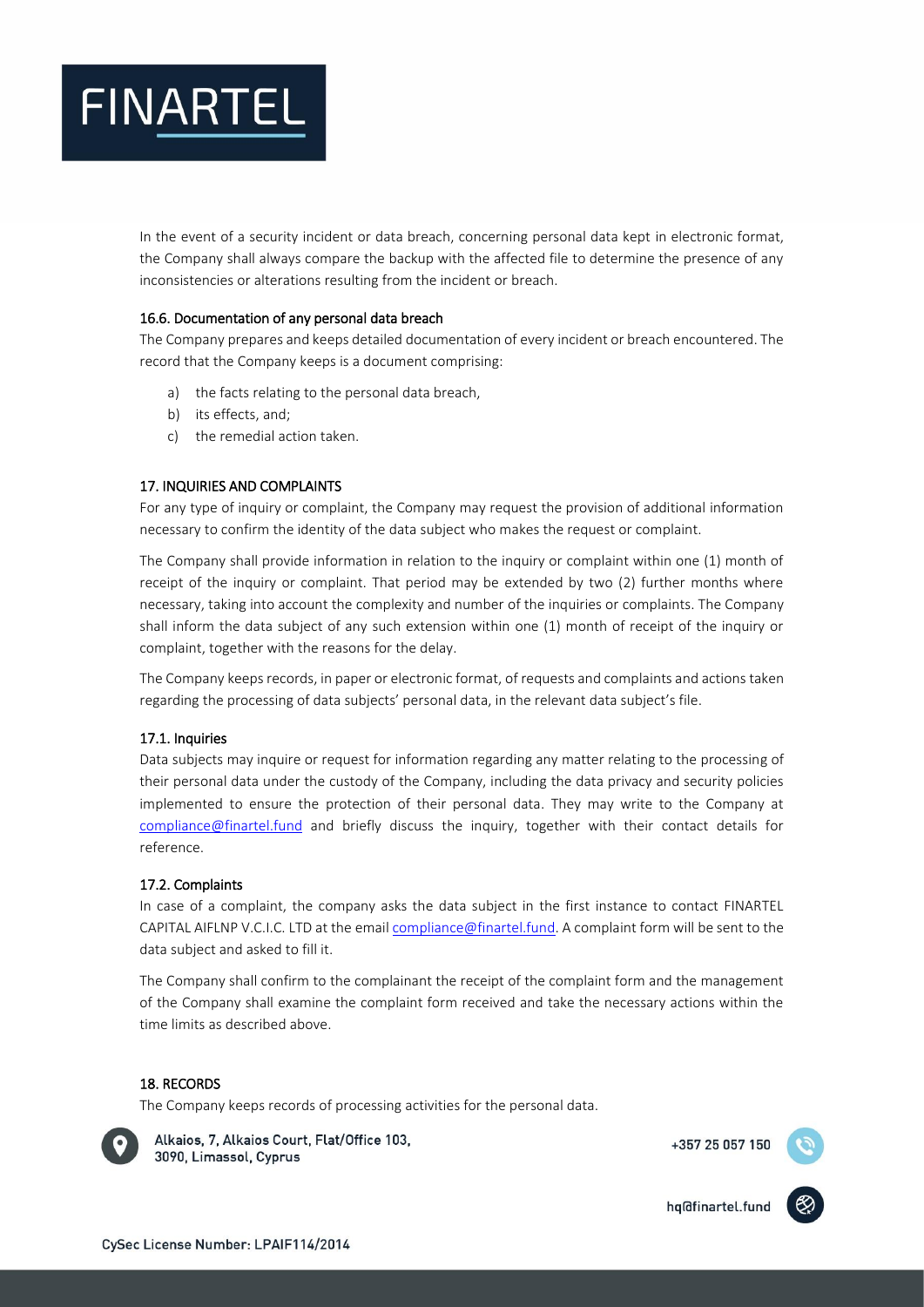In the event of a security incident or data breach, concerning personal data kept in electronic format, the Company shall always compare the backup with the affected file to determine the presence of any inconsistencies or alterations resulting from the incident or breach.

### 16.6. Documentation of any personal data breach

The Company prepares and keeps detailed documentation of every incident or breach encountered. The record that the Company keeps is a document comprising:

a) the facts relating to the personal data breach,
b) its effects, and;
c) the remedial action taken.

## 17. INQUIRIES AND COMPLAINTS

For any type of inquiry or complaint, the Company may request the provision of additional information necessary to confirm the identity of the data subject who makes the request or complaint.

The Company shall provide information in relation to the inquiry or complaint within one (1) month of receipt of the inquiry or complaint. That period may be extended by two (2) further months where necessary, taking into account the complexity and number of the inquiries or complaints. The Company shall inform the data subject of any such extension within one (1) month of receipt of the inquiry or complaint, together with the reasons for the delay.

The Company keeps records, in paper or electronic format, of requests and complaints and actions taken regarding the processing of data subjects' personal data, in the relevant data subject's file.

### 17.1. Inquiries

Data subjects may inquire or request for information regarding any matter relating to the processing of their personal data under the custody of the Company, including the data privacy and security policies implemented to ensure the protection of their personal data. They may write to the Company at compliance@finartel.fund and briefly discuss the inquiry, together with their contact details for reference.

### 17.2. Complaints

In case of a complaint, the company asks the data subject in the first instance to contact FINARTEL CAPITAL AIFLNP V.C.I.C. LTD at the email compliance@finartel.fund. A complaint form will be sent to the data subject and asked to fill it.

The Company shall confirm to the complainant the receipt of the complaint form and the management of the Company shall examine the complaint form received and take the necessary actions within the time limits as described above.

## 18. RECORDS

The Company keeps records of processing activities for the personal data.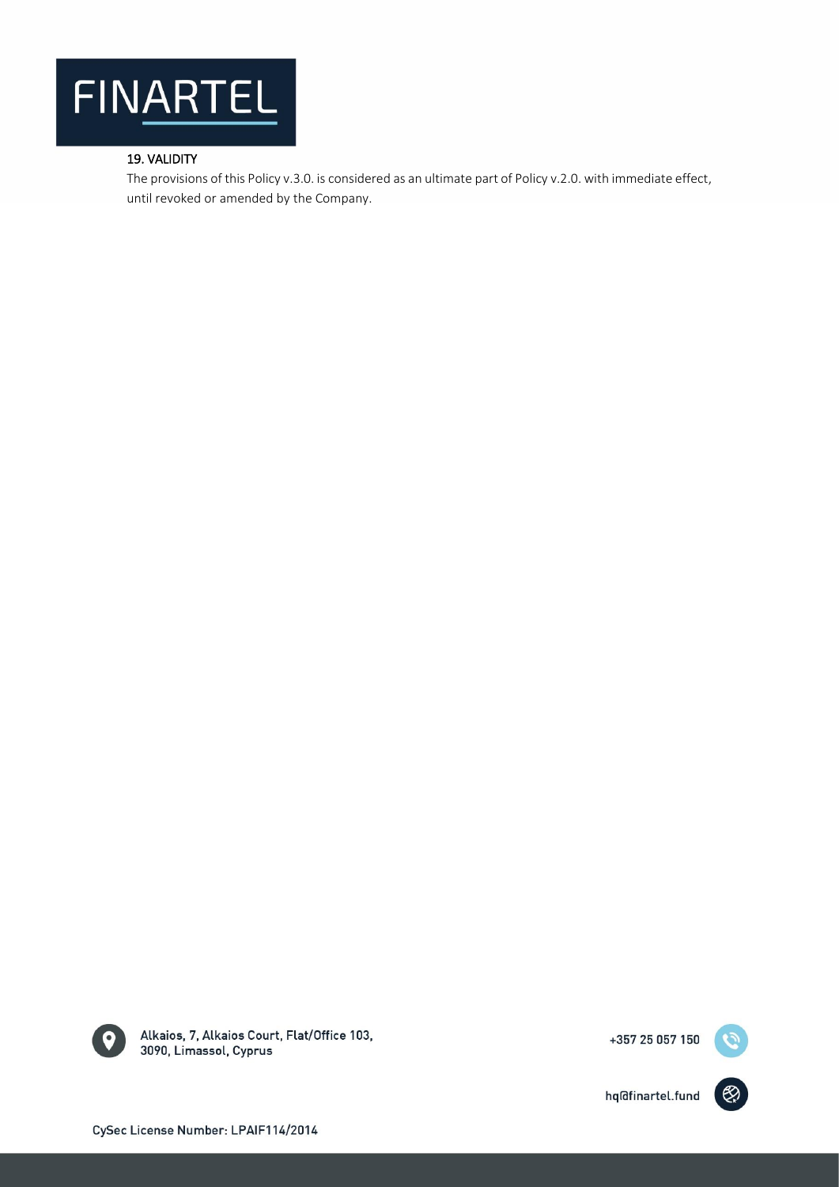## 19. VALIDITY

The provisions of this Policy v.3.0. is considered as an ultimate part of Policy v.2.0. with immediate effect, until revoked or amended by the Company.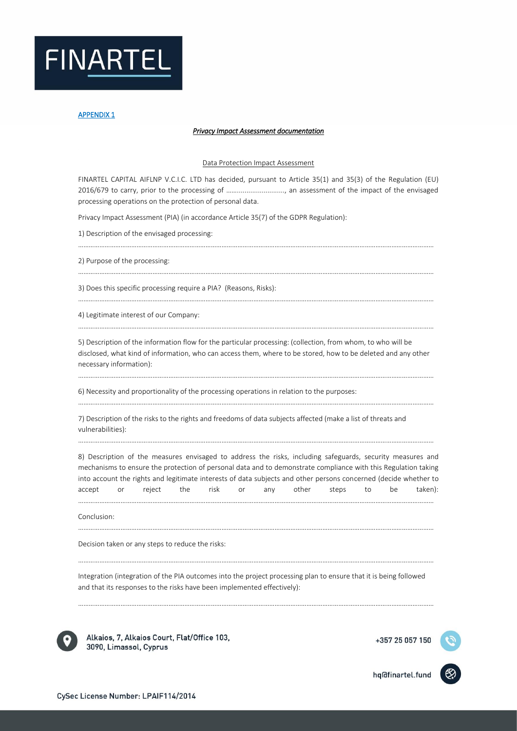APPENDIX 1

*Privacy Impact Assessment documentation*

Data Protection Impact Assessment

FINARTEL CAPITAL AIFLNP V.C.I.C. LTD has decided, pursuant to Article 35(1) and 35(3) of the Regulation (EU) 2016/679 to carry, prior to the processing of ..............................., an assessment of the impact of the envisaged processing operations on the protection of personal data.

Privacy Impact Assessment (PIA) (in accordance Article 35(7) of the GDPR Regulation):

1) Description of the envisaged processing:

..........................................................................................................................................................................................

2) Purpose of the processing:

..........................................................................................................................................................................................

3) Does this specific processing require a PIA? (Reasons, Risks):

..........................................................................................................................................................................................

4) Legitimate interest of our Company:

..........................................................................................................................................................................................

5) Description of the information flow for the particular processing: (collection, from whom, to who will be disclosed, what kind of information, who can access them, where to be stored, how to be deleted and any other necessary information):

..........................................................................................................................................................................................

6) Necessity and proportionality of the processing operations in relation to the purposes:

..........................................................................................................................................................................................

7) Description of the risks to the rights and freedoms of data subjects affected (make a list of threats and vulnerabilities):

..........................................................................................................................................................................................

8) Description of the measures envisaged to address the risks, including safeguards, security measures and mechanisms to ensure the protection of personal data and to demonstrate compliance with this Regulation taking into account the rights and legitimate interests of data subjects and other persons concerned (decide whether to accept or reject the risk or any other steps to be taken):

..........................................................................................................................................................................................

Conclusion:

..........................................................................................................................................................................................

Decision taken or any steps to reduce the risks:

..........................................................................................................................................................................................

Integration (integration of the PIA outcomes into the project processing plan to ensure that it is being followed and that its responses to the risks have been implemented effectively):

..........................................................................................................................................................................................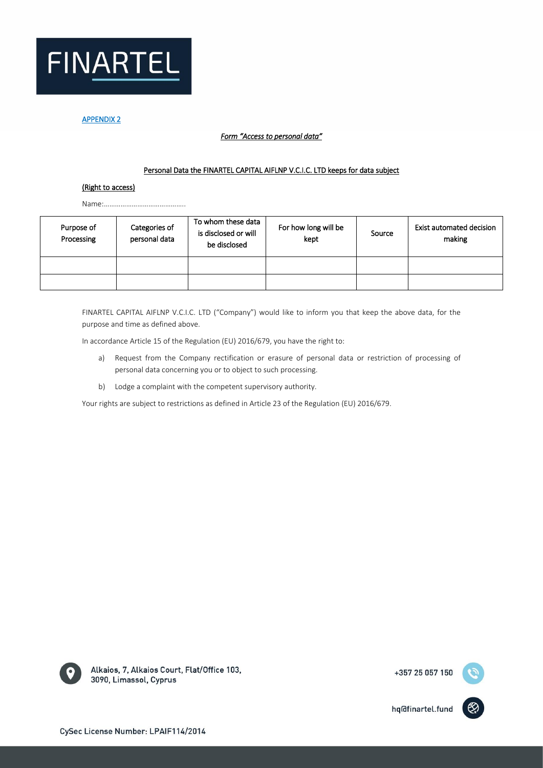APPENDIX 2

*Form "Access to personal data"*

Personal Data the FINARTEL CAPITAL AIFLNP V.C.I.C. LTD keeps for data subject

(Right to access)

Name:…………………………………….

| Purpose of Processing | Categories of personal data | To whom these data is disclosed or will be disclosed | For how long will be kept | Source | Exist automated decision making |
|---|---|---|---|---|---|
| | | | | | |
| | | | | | |

FINARTEL CAPITAL AIFLNP V.C.I.C. LTD ("Company") would like to inform you that keep the above data, for the purpose and time as defined above.

In accordance Article 15 of the Regulation (EU) 2016/679, you have the right to:

a) Request from the Company rectification or erasure of personal data or restriction of processing of personal data concerning you or to object to such processing.

b) Lodge a complaint with the competent supervisory authority.

Your rights are subject to restrictions as defined in Article 23 of the Regulation (EU) 2016/679.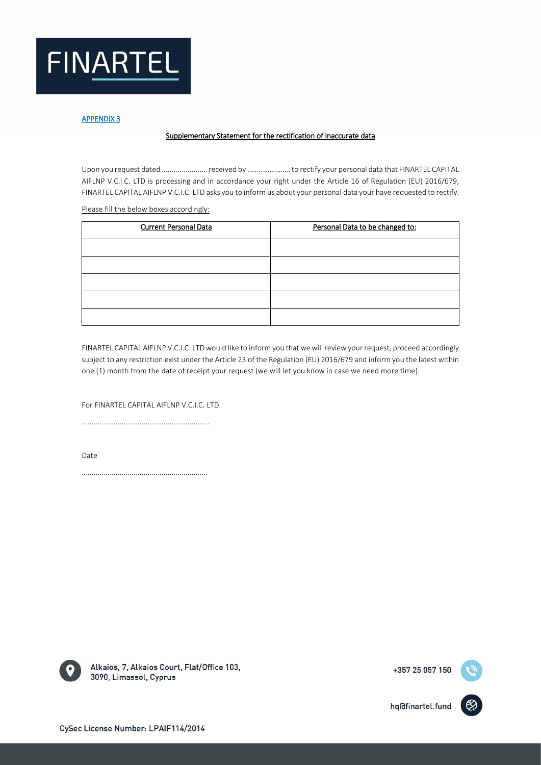APPENDIX 3

**Supplementary Statement for the rectification of inaccurate data**

Upon you request dated ...................... received by ...................... to rectify your personal data that FINARTEL CAPITAL AIFLNP V.C.I.C. LTD is processing and in accordance your right under the Article 16 of Regulation (EU) 2016/679, FINARTEL CAPITAL AIFLNP V.C.I.C. LTD asks you to inform us about your personal data your have requested to rectify.

Please fill the below boxes accordingly:

| Current Personal Data | Personal Data to be changed to: |
|---|---|
| | |
| | |
| | |
| | |
| | |

FINARTEL CAPITAL AIFLNP V.C.I.C. LTD would like to inform you that we will review your request, proceed accordingly subject to any restriction exist under the Article 23 of the Regulation (EU) 2016/679 and inform you the latest within one (1) month from the date of receipt your request (we will let you know in case we need more time).

For FINARTEL CAPITAL AIFLNP V.C.I.C. LTD

..............................................................

Date

..............................................................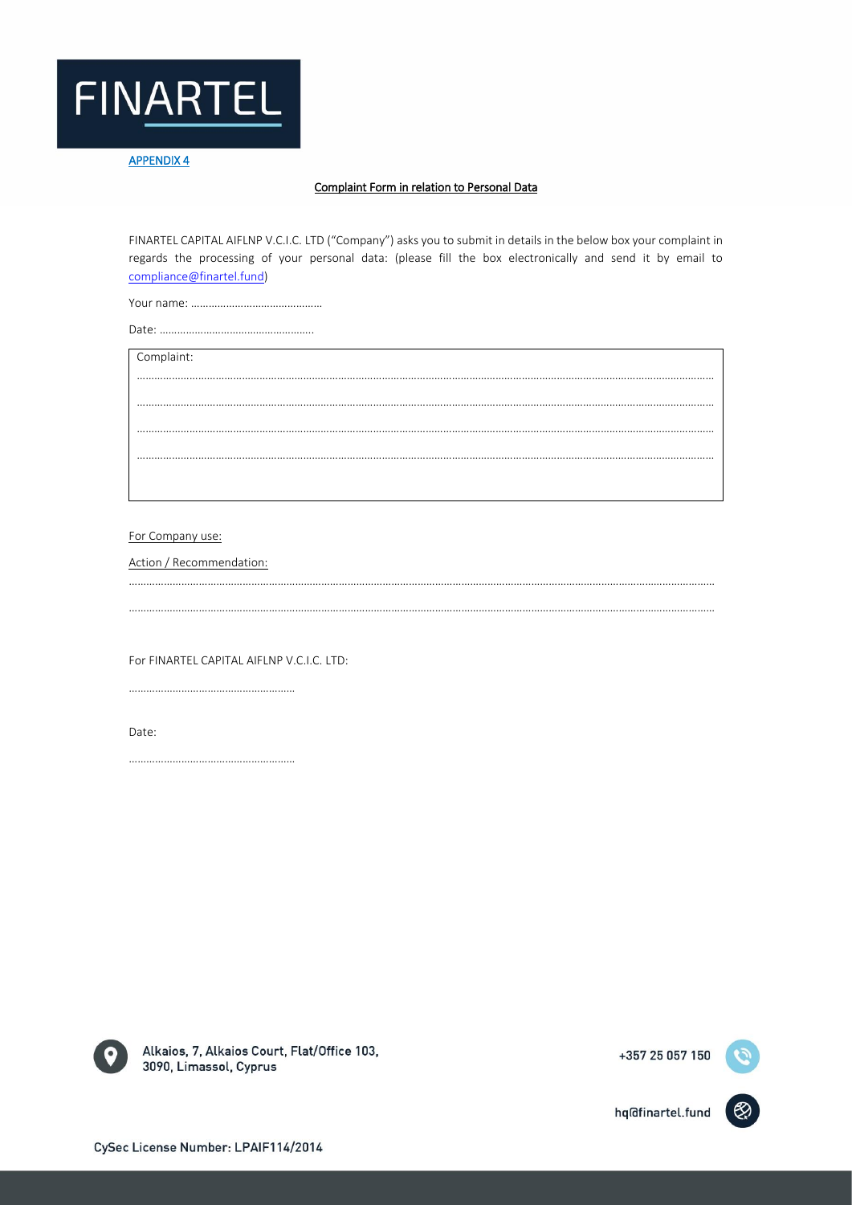FINARTEL

APPENDIX 4

## Complaint Form in relation to Personal Data

FINARTEL CAPITAL AIFLNP V.C.I.C. LTD ("Company") asks you to submit in details in the below box your complaint in regards the processing of your personal data: (please fill the box electronically and send it by email to compliance@finartel.fund)

Your name: ……………………………………

Date: ……………………………………………

| Complaint: |
|---|
| ………………………………………………………………………………………………………………………… |
| ………………………………………………………………………………………………………………………… |
| ………………………………………………………………………………………………………………………… |
| ………………………………………………………………………………………………………………………… |

For Company use:

Action / Recommendation:

…………………………………………………………………………………………………………………………

…………………………………………………………………………………………………………………………

For FINARTEL CAPITAL AIFLNP V.C.I.C. LTD:

…………………………………………………

Date:

…………………………………………………

Alkaios, 7, Alkaios Court, Flat/Office 103,
3090, Limassol, Cyprus

+357 25 057 150

hq@finartel.fund

CySec License Number: LPAIF114/2014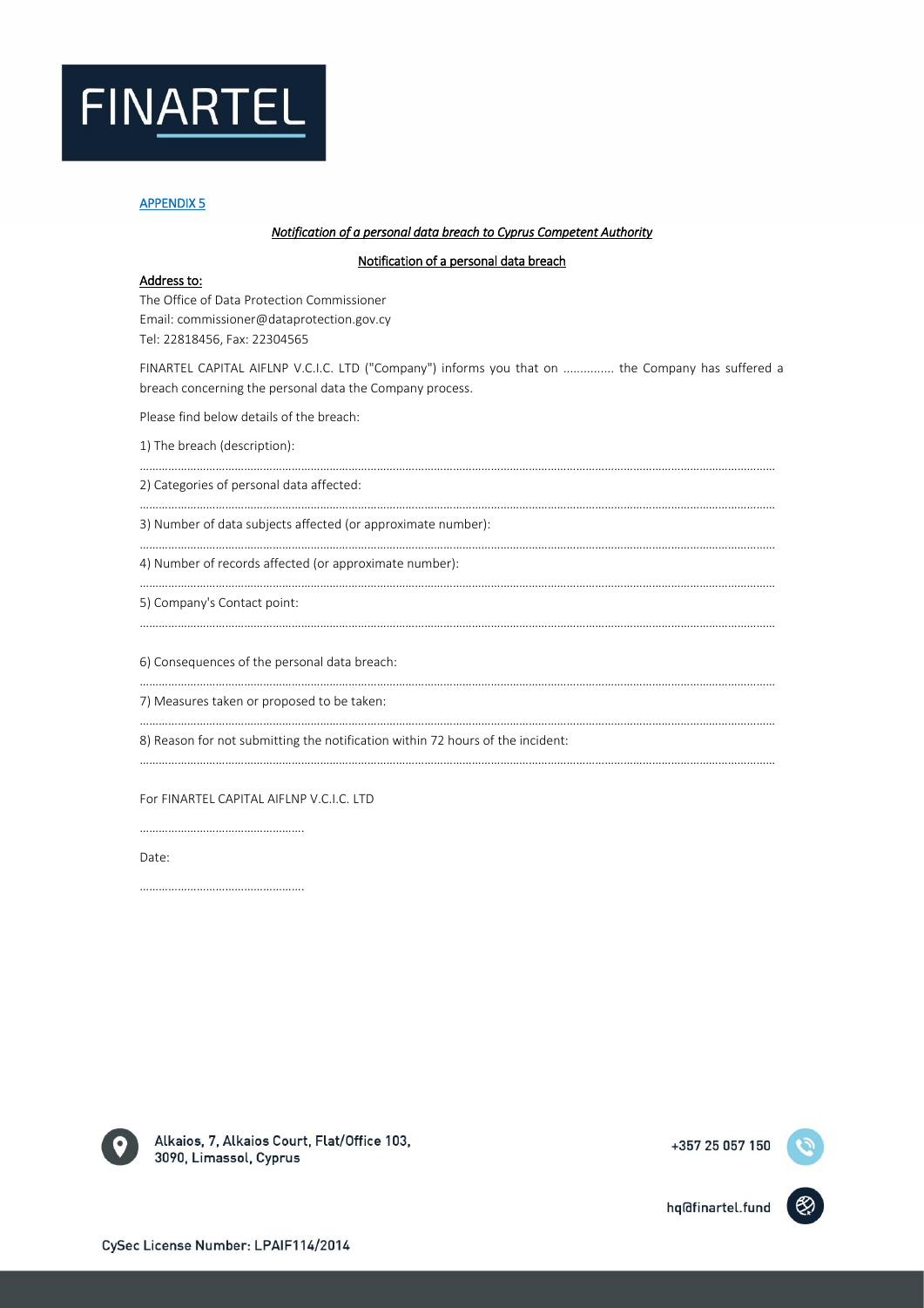APPENDIX 5

*Notification of a personal data breach to Cyprus Competent Authority*

Notification of a personal data breach

Address to:

The Office of Data Protection Commissioner
Email: commissioner@dataprotection.gov.cy
Tel: 22818456, Fax: 22304565

FINARTEL CAPITAL AIFLNP V.C.I.C. LTD ("Company") informs you that on .............. the Company has suffered a breach concerning the personal data the Company process.

Please find below details of the breach:

1) The breach (description):

..........................................................................................................................................................................................

2) Categories of personal data affected:

..........................................................................................................................................................................................

3) Number of data subjects affected (or approximate number):

..........................................................................................................................................................................................

4) Number of records affected (or approximate number):

..........................................................................................................................................................................................

5) Company's Contact point:

..........................................................................................................................................................................................

6) Consequences of the personal data breach:

..........................................................................................................................................................................................

7) Measures taken or proposed to be taken:

..........................................................................................................................................................................................

8) Reason for not submitting the notification within 72 hours of the incident:

..........................................................................................................................................................................................

For FINARTEL CAPITAL AIFLNP V.C.I.C. LTD

...................................................

Date:

...................................................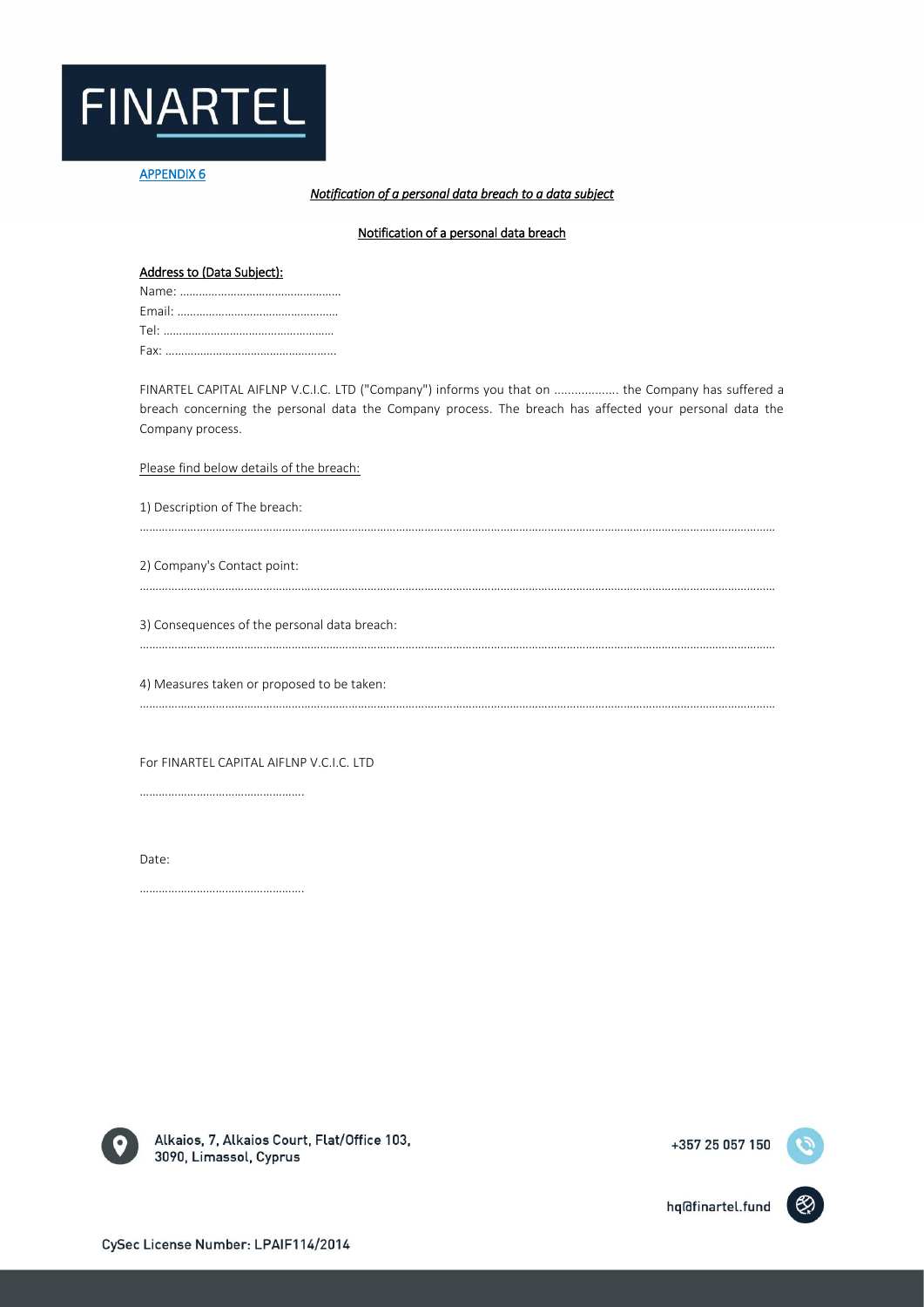FINARTEL

APPENDIX 6

*Notification of a personal data breach to a data subject*

Notification of a personal data breach

Address to (Data Subject):

Name: ……………………………………………

Email: ……………………………………………

Tel: ………………………………………………

Fax: ………………………………………………

FINARTEL CAPITAL AIFLNP V.C.I.C. LTD ("Company") informs you that on .................. the Company has suffered a breach concerning the personal data the Company process. The breach has affected your personal data the Company process.

Please find below details of the breach:

1) Description of The breach:

……………………………………………………………………………………………………………………………………………………………

2) Company's Contact point:

……………………………………………………………………………………………………………………………………………………………

3) Consequences of the personal data breach:

……………………………………………………………………………………………………………………………………………………………

4) Measures taken or proposed to be taken:

……………………………………………………………………………………………………………………………………………………………

For FINARTEL CAPITAL AIFLNP V.C.I.C. LTD

……………………………………………

Date:

……………………………………………

Alkaios, 7, Alkaios Court, Flat/Office 103, 3090, Limassol, Cyprus

+357 25 057 150

hq@finartel.fund

CySec License Number: LPAIF114/2014